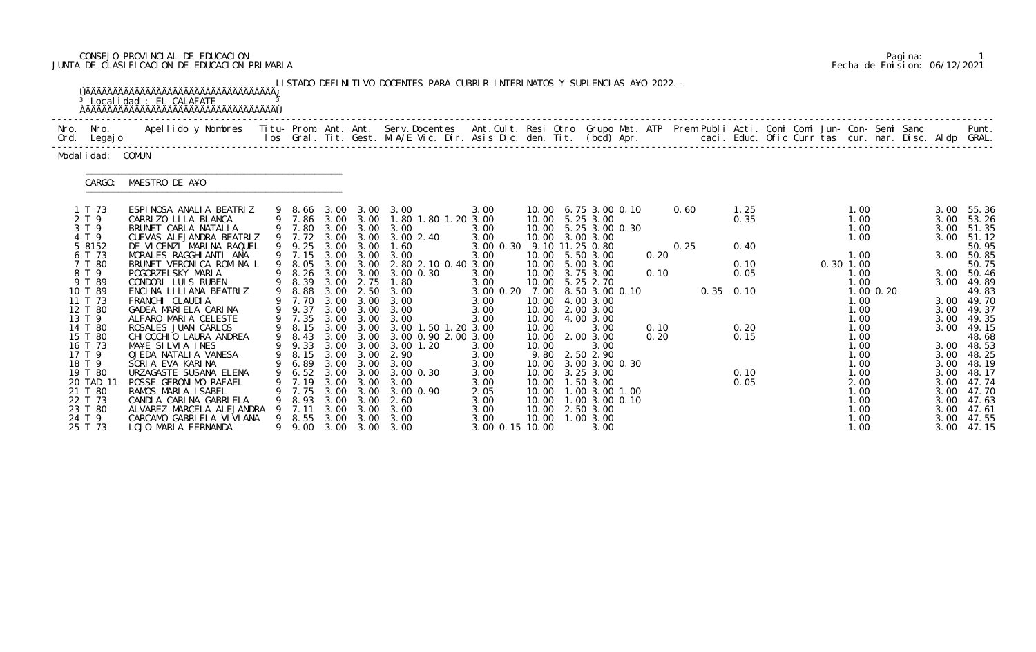CONSEJO PROVINCIAL DE EDUCACION
JUNTA DE CLASIFICACION DE EDUCACION PRIMARIA

Fecha de Emision: 06/12/2021

LISTADO DEFINITIVO DOCENTES PARA CUBRIR INTERINATOS Y SUPLENCIAS A¥O 2022.-

Localidad : EL CALAFATE

Modalidad: COMUN

CARGO: MAESTRO DE A¥O

| Nro. Ord. | Nro. Legajo | Apellido y Nombres | Titu-los | Prom. Gral. | Ant. Tit. | Ant. Gest. | Serv.Docentes M.A/E Vic. Dir. | Ant.Cult. Asis Dic. | Resi den. | Otro Tit. | Grupo Mat. (bcd) | ATP Apr. | Prem | Publi caci. | Acti. Educ. | Comi Ofic | Comi Curr | Jun-tas | Con-cur. | Semi nar. | Sanc Disc. | Aldp | Punt. GRAL. |
|---|---|---|---|---|---|---|---|---|---|---|---|---|---|---|---|---|---|---|---|---|---|---|---|
| 1 | T 73 | ESPINOSA ANALIA BEATRIZ | 9 | 8.66 | 3.00 | 3.00 | 3.00 | 3.00 | 10.00 | 6.75 | 3.00 0.10 | | | 0.60 | 1.25 | | | | 1.00 | | | 3.00 | 55.36 |
| 2 | T 9 | CARRIZO LILA BLANCA | 9 | 7.86 | 3.00 | 3.00 | 1.80 1.80 1.20 | 3.00 | 10.00 | 5.25 | 3.00 | | | | 0.35 | | | | 1.00 | | | 3.00 | 53.26 |
| 3 | T 9 | BRUNET CARLA NATALIA | 9 | 7.80 | 3.00 | 3.00 | 3.00 | 3.00 | 10.00 | 5.25 | 3.00 0.30 | | | | | | | | 1.00 | | | 3.00 | 51.35 |
| 4 | T 9 | CUEVAS ALEJANDRA BEATRIZ | 9 | 7.72 | 3.00 | 3.00 | 3.00 2.40 | 3.00 | 10.00 | 3.00 | 3.00 | | | | | | | | 1.00 | | | 3.00 | 51.12 |
| 5 | 8152 | DE VICENZI MARINA RAQUEL | 9 | 9.25 | 3.00 | 3.00 | 1.60 | 3.00 0.30 | 9.10 | 11.25 | 0.80 | | | 0.25 | 0.40 | | | | | | | | 50.95 |
| 6 | T 73 | MORALES RAGGHIANTI ANA | 9 | 7.15 | 3.00 | 3.00 | 3.00 | 3.00 | 10.00 | 5.50 | 3.00 | 0.20 | | | | | | | 1.00 | | | 3.00 | 50.85 |
| 7 | T 80 | BRUNET VERONICA ROMINA L | 9 | 8.05 | 3.00 | 3.00 | 2.80 2.10 0.40 | 3.00 | 10.00 | 5.00 | 3.00 | | | | 0.10 | | | 0.30 | 1.00 | | | | 50.75 |
| 8 | T 9 | POGORZELSKY MARIA | 9 | 8.26 | 3.00 | 3.00 | 3.00 0.30 | 3.00 | 10.00 | 3.75 | 3.00 | 0.10 | | | 0.05 | | | | 1.00 | | | 3.00 | 50.46 |
| 9 | T 89 | CONDORI LUIS RUBEN | 9 | 8.39 | 3.00 | 2.75 | 1.80 | 3.00 | 10.00 | 5.25 | 2.70 | | | | | | | | 1.00 | | | 3.00 | 49.89 |
| 10 | T 89 | ENCINA LILIANA BEATRIZ | 9 | 8.88 | 3.00 | 2.50 | 3.00 | 3.00 0.20 | 7.00 | 8.50 | 3.00 0.10 | | | 0.35 | 0.10 | | | | 1.00 | 0.20 | | | 49.83 |
| 11 | T 73 | FRANCHI CLAUDIA | 9 | 7.70 | 3.00 | 3.00 | 3.00 | 3.00 | 10.00 | 4.00 | 3.00 | | | | | | | | 1.00 | | | 3.00 | 49.70 |
| 12 | T 80 | GADEA MARIELA CARINA | 9 | 9.37 | 3.00 | 3.00 | 3.00 | 3.00 | 10.00 | 2.00 | 3.00 | | | | | | | | 1.00 | | | 3.00 | 49.37 |
| 13 | T 9 | ALFARO MARIA CELESTE | 9 | 7.35 | 3.00 | 3.00 | 3.00 | 3.00 | 10.00 | 4.00 | 3.00 | | | | | | | | 1.00 | | | 3.00 | 49.35 |
| 14 | T 80 | ROSALES JUAN CARLOS | 9 | 8.15 | 3.00 | 3.00 | 3.00 1.50 1.20 | 3.00 | 10.00 | | 3.00 | 0.10 | | | 0.20 | | | | 1.00 | | | 3.00 | 49.15 |
| 15 | T 80 | CHIOCCHIO LAURA ANDREA | 9 | 8.43 | 3.00 | 3.00 | 3.00 0.90 2.00 | 3.00 | 10.00 | 2.00 | 3.00 | 0.20 | | | 0.15 | | | | 1.00 | | | | 48.68 |
| 16 | T 73 | MA¥E SILVIA INES | 9 | 9.33 | 3.00 | 3.00 | 3.00 1.20 | 3.00 | 10.00 | | 3.00 | | | | | | | | 1.00 | | | 3.00 | 48.53 |
| 17 | T 9 | OJEDA NATALIA VANESA | 9 | 8.15 | 3.00 | 3.00 | 2.90 | 3.00 | 9.80 | 2.50 | 2.90 | | | | | | | | 1.00 | | | 3.00 | 48.25 |
| 18 | T 9 | SORIA EVA KARINA | 9 | 6.89 | 3.00 | 3.00 | 3.00 | 3.00 | 10.00 | 3.00 | 3.00 0.30 | | | | | | | | 1.00 | | | 3.00 | 48.19 |
| 19 | T 80 | URZAGASTE SUSANA ELENA | 9 | 6.52 | 3.00 | 3.00 | 3.00 0.30 | 3.00 | 10.00 | 3.25 | 3.00 | | | | 0.10 | | | | 1.00 | | | 3.00 | 48.17 |
| 20 | TAD 11 | POSSE GERONIMO RAFAEL | 9 | 7.19 | 3.00 | 3.00 | 3.00 | 3.00 | 10.00 | 1.50 | 3.00 | | | | 0.05 | | | | 2.00 | | | 3.00 | 47.74 |
| 21 | T 80 | RAMOS MARIA ISABEL | 9 | 7.75 | 3.00 | 3.00 | 3.00 0.90 | 2.05 | 10.00 | 1.00 | 3.00 1.00 | | | | | | | | 1.00 | | | 3.00 | 47.70 |
| 22 | T 73 | CANDIA CARINA GABRIELA | 9 | 8.93 | 3.00 | 3.00 | 2.60 | 3.00 | 10.00 | 1.00 | 3.00 0.10 | | | | | | | | 1.00 | | | 3.00 | 47.63 |
| 23 | T 80 | ALVAREZ MARCELA ALEJANDRA | 9 | 7.11 | 3.00 | 3.00 | 3.00 | 3.00 | 10.00 | 2.50 | 3.00 | | | | | | | | 1.00 | | | 3.00 | 47.61 |
| 24 | T 9 | CARCAMO GABRIELA VIVIANA | 9 | 8.55 | 3.00 | 3.00 | 3.00 | 3.00 | 10.00 | 1.00 | 3.00 | | | | | | | | 1.00 | | | 3.00 | 47.55 |
| 25 | T 73 | LOJO MARIA FERNANDA | 9 | 9.00 | 3.00 | 3.00 | 3.00 | 3.00 0.15 | 10.00 | | 3.00 | | | | | | | | 1.00 | | | 3.00 | 47.15 |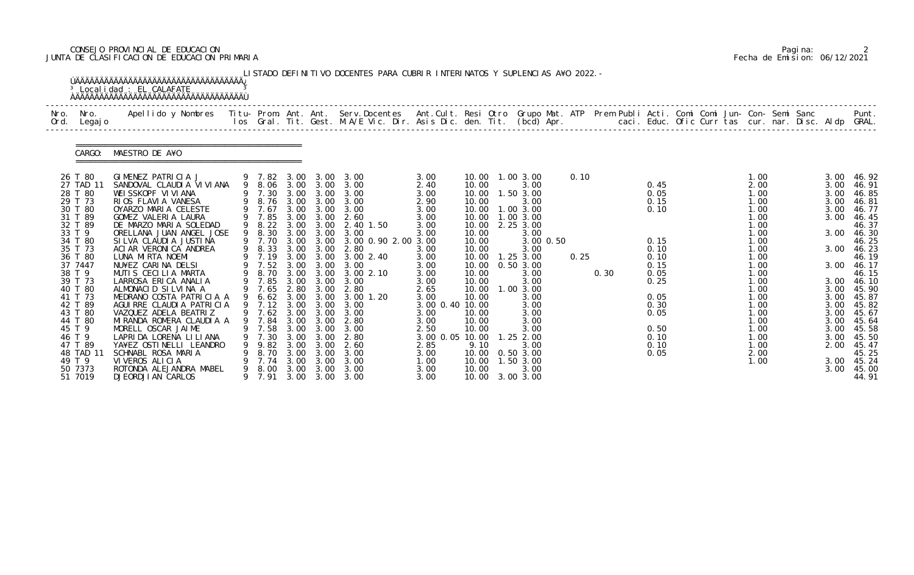CONSEJO PROVINCIAL DE EDUCACION
JUNTA DE CLASIFICACION DE EDUCACION PRIMARIA

Pagina: 2
Fecha de Emision: 06/12/2021

LISTADO DEFINITIVO DOCENTES PARA CUBRIR INTERINATOS Y SUPLENCIAS A¥O 2022.-

Localidad : EL CALAFATE

CARGO: MAESTRO DE A¥O

| Nro. Ord. | Nro. Legajo | Apellido y Nombres | Titu- los | Prom. Gral. | Ant. Tit. | Ant. Gest. | Serv.Docentes M.A/E Vic. Dir. | Ant.Cult. Asis Dic. | Resi den. | Otro Tit. | Grupo Mat. (bcd) | ATP Apr. | Prem caci. | Publi Educ. | Acti. Ofic | Comi Curr | Comi tas | Jun- cur. | Con- nar. | Semi Disc. | Sanc Aldp | Punt. GRAL. |
|---|---|---|---|---|---|---|---|---|---|---|---|---|---|---|---|---|---|---|---|---|---|---|
| 26 | T 80 | GIMENEZ PATRICIA J | 9 | 7.82 | 3.00 | 3.00 | 3.00 | 3.00 | 10.00 | 1.00 | 3.00 | 0.10 | | | | | | 1.00 | | | 3.00 | 46.92 |
| 27 | TAD 11 | SANDOVAL CLAUDIA VIVIANA | 9 | 8.06 | 3.00 | 3.00 | 3.00 | 2.40 | 10.00 | | 3.00 | | | | 0.45 | | | 2.00 | | | 3.00 | 46.91 |
| 28 | T 80 | WEISSKOPF VIVIANA | 9 | 7.30 | 3.00 | 3.00 | 3.00 | 3.00 | 10.00 | 1.50 | 3.00 | | | | 0.05 | | | 1.00 | | | 3.00 | 46.85 |
| 29 | T 73 | RIOS FLAVIA VANESA | 9 | 8.76 | 3.00 | 3.00 | 3.00 | 2.90 | 10.00 | | 3.00 | | | | 0.15 | | | 1.00 | | | 3.00 | 46.81 |
| 30 | T 80 | OYARZO MARIA CELESTE | 9 | 7.67 | 3.00 | 3.00 | 3.00 | 3.00 | 10.00 | 1.00 | 3.00 | | | | 0.10 | | | 1.00 | | | 3.00 | 46.77 |
| 31 | T 89 | GOMEZ VALERIA LAURA | 9 | 7.85 | 3.00 | 3.00 | 2.60 | 3.00 | 10.00 | 1.00 | 3.00 | | | | | | | 1.00 | | | 3.00 | 46.45 |
| 32 | T 89 | DE MARZO MARIA SOLEDAD | 9 | 8.22 | 3.00 | 3.00 | 2.40 1.50 | 3.00 | 10.00 | 2.25 | 3.00 | | | | | | | 1.00 | | | | 46.37 |
| 33 | T 9 | ORELLANA JUAN ANGEL JOSE | 9 | 8.30 | 3.00 | 3.00 | 3.00 | 3.00 | 10.00 | | 3.00 | | | | | | | 1.00 | | | 3.00 | 46.30 |
| 34 | T 80 | SILVA CLAUDIA JUSTINA | 9 | 7.70 | 3.00 | 3.00 | 3.00 0.90 2.00 | 3.00 | 10.00 | | 3.00 0.50 | | | | 0.15 | | | 1.00 | | | | 46.25 |
| 35 | T 73 | ACIAR VERONICA ANDREA | 9 | 8.33 | 3.00 | 3.00 | 2.80 | 3.00 | 10.00 | | 3.00 | | | | 0.10 | | | 1.00 | | | 3.00 | 46.23 |
| 36 | T 80 | LUNA MIRTA NOEMI | 9 | 7.19 | 3.00 | 3.00 | 3.00 2.40 | 3.00 | 10.00 | 1.25 | 3.00 | 0.25 | | | 0.10 | | | 1.00 | | | | 46.19 |
| 37 | 7447 | NU¥EZ CARINA DELSI | 9 | 7.52 | 3.00 | 3.00 | 3.00 | 3.00 | 10.00 | 0.50 | 3.00 | | | | 0.15 | | | 1.00 | | | 3.00 | 46.17 |
| 38 | T 9 | MUTIS CECILIA MARTA | 9 | 8.70 | 3.00 | 3.00 | 3.00 2.10 | 3.00 | 10.00 | | 3.00 | | 0.30 | | 0.05 | | | 1.00 | | | | 46.15 |
| 39 | T 73 | LARROSA ERICA ANALIA | 9 | 7.85 | 3.00 | 3.00 | 3.00 | 3.00 | 10.00 | | 3.00 | | | | 0.25 | | | 1.00 | | | 3.00 | 46.10 |
| 40 | T 80 | ALMONACID SILVINA A | 9 | 7.65 | 2.80 | 3.00 | 2.80 | 2.65 | 10.00 | 1.00 | 3.00 | | | | | | | 1.00 | | | 3.00 | 45.90 |
| 41 | T 73 | MEDRANO COSTA PATRICIA A | 9 | 6.62 | 3.00 | 3.00 | 3.00 1.20 | 3.00 | 10.00 | | 3.00 | | | | 0.05 | | | 1.00 | | | 3.00 | 45.87 |
| 42 | T 89 | AGUIRRE CLAUDIA PATRICIA | 9 | 7.12 | 3.00 | 3.00 | 3.00 | 3.00 0.40 | 10.00 | | 3.00 | | | | 0.30 | | | 1.00 | | | 3.00 | 45.82 |
| 43 | T 80 | VAZQUEZ ADELA BEATRIZ | 9 | 7.62 | 3.00 | 3.00 | 3.00 | 3.00 | 10.00 | | 3.00 | | | | 0.05 | | | 1.00 | | | 3.00 | 45.67 |
| 44 | T 80 | MIRANDA ROMERA CLAUDIA A | 9 | 7.84 | 3.00 | 3.00 | 2.80 | 3.00 | 10.00 | | 3.00 | | | | | | | 1.00 | | | 3.00 | 45.64 |
| 45 | T 9 | MORELL OSCAR JAIME | 9 | 7.58 | 3.00 | 3.00 | 3.00 | 2.50 | 10.00 | | 3.00 | | | | 0.50 | | | 1.00 | | | 3.00 | 45.58 |
| 46 | T 9 | LAPRIDA LORENA LILIANA | 9 | 7.30 | 3.00 | 3.00 | 2.80 | 3.00 0.05 | 10.00 | 1.25 | 2.00 | | | | 0.10 | | | 1.00 | | | 3.00 | 45.50 |
| 47 | T 89 | YA¥EZ OSTINELLI LEANDRO | 9 | 9.82 | 3.00 | 3.00 | 2.60 | 2.85 | 9.10 | | 3.00 | | | | 0.10 | | | 1.00 | | | 2.00 | 45.47 |
| 48 | TAD 11 | SCHNABL ROSA MARIA | 9 | 8.70 | 3.00 | 3.00 | 3.00 | 3.00 | 10.00 | 0.50 | 3.00 | | | | 0.05 | | | 2.00 | | | | 45.25 |
| 49 | T 9 | VIVEROS ALICIA | 9 | 7.74 | 3.00 | 3.00 | 3.00 | 1.00 | 10.00 | 1.50 | 3.00 | | | | | | | 1.00 | | | 3.00 | 45.24 |
| 50 | 7373 | ROTONDA ALEJANDRA MABEL | 9 | 8.00 | 3.00 | 3.00 | 3.00 | 3.00 | 10.00 | | 3.00 | | | | | | | | | | 3.00 | 45.00 |
| 51 | 7019 | DJEORDJIAN CARLOS | 9 | 7.91 | 3.00 | 3.00 | 3.00 | 3.00 | 10.00 | 3.00 | 3.00 | | | | | | | | | | | 44.91 |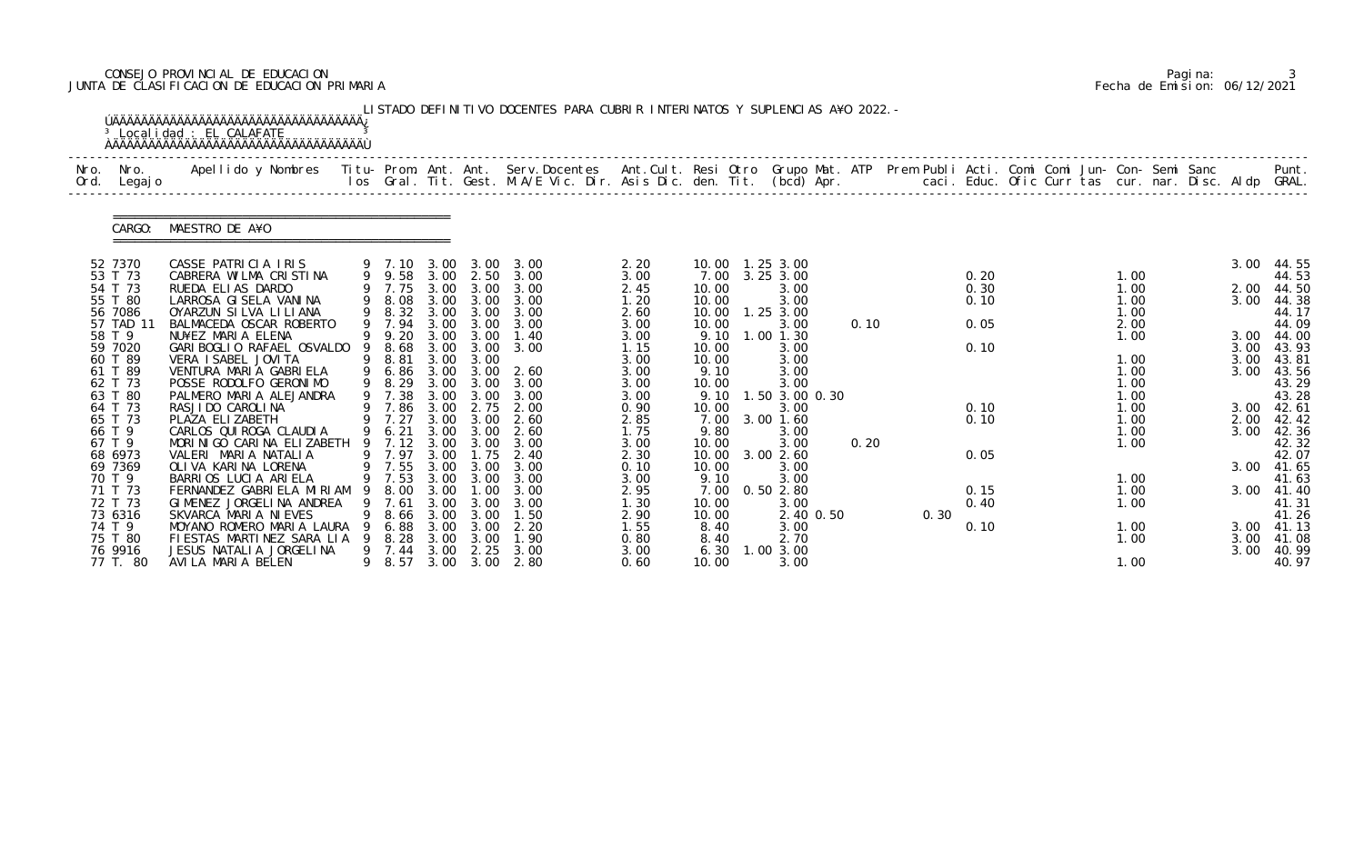CONSEJO PROVINCIAL DE EDUCACION
JUNTA DE CLASIFICACION DE EDUCACION PRIMARIA

Pagina: 3
Fecha de Emision: 06/12/2021

LISTADO DEFINITIVO DOCENTES PARA CUBRIR INTERINATOS Y SUPLENCIAS A¥O 2022.-

Localidad : EL CALAFATE

CARGO: MAESTRO DE A¥O

| Nro. Ord. | Nro. Legajo | Apellido y Nombres | Titu-los | Prom. Gral. | Ant. Tit. | Ant. Gest. | Serv.Docentes M.A/E Vic. Dir. | Ant.Cult. Asis Dic. | Resi den. | Otro Tit. | Grupo Mat. (bcd) | ATP Apr. | Prem Publi caci. | Acti. Educ. | Comi Ofic | Comi Curr | Jun- tas | Con- cur. | Semi nar. | Sanc Disc. | Aldp | Punt. GRAL. |
|---|---|---|---|---|---|---|---|---|---|---|---|---|---|---|---|---|---|---|---|---|---|---|
| 52 | 7370 | CASSE PATRICIA IRIS | 9 | 7.10 | 3.00 | 3.00 | 3.00 | 2.20 | 10.00 | 1.25 | 3.00 | | | | | | | | | | 3.00 | 44.55 |
| 53 | T 73 | CABRERA WILMA CRISTINA | 9 | 9.58 | 3.00 | 2.50 | 3.00 | 3.00 | 7.00 | 3.25 | 3.00 | | | 0.20 | | | | 1.00 | | | | 44.53 |
| 54 | T 73 | RUEDA ELIAS DARDO | 9 | 7.75 | 3.00 | 3.00 | 3.00 | 2.45 | 10.00 | | 3.00 | | | 0.30 | | | | 1.00 | | | 2.00 | 44.50 |
| 55 | T 80 | LARROSA GISELA VANINA | 9 | 8.08 | 3.00 | 3.00 | 3.00 | 1.20 | 10.00 | | 3.00 | | | 0.10 | | | | 1.00 | | | 3.00 | 44.38 |
| 56 | 7086 | OYARZUN SILVA LILIANA | 9 | 8.32 | 3.00 | 3.00 | 3.00 | 2.60 | 10.00 | 1.25 | 3.00 | | | | | | | 1.00 | | | | 44.17 |
| 57 | TAD 11 | BALMACEDA OSCAR ROBERTO | 9 | 7.94 | 3.00 | 3.00 | 3.00 | 3.00 | 10.00 | | 3.00 | 0.10 | | 0.05 | | | | 2.00 | | | | 44.09 |
| 58 | T 9 | NU¥EZ MARIA ELENA | 9 | 9.20 | 3.00 | 3.00 | 1.40 | 3.00 | 9.10 | 1.00 | 1.30 | | | | | | | 1.00 | | | 3.00 | 44.00 |
| 59 | 7020 | GARIBOGLIO RAFAEL OSVALDO | 9 | 8.68 | 3.00 | 3.00 | 3.00 | 1.15 | 10.00 | | 3.00 | | | 0.10 | | | | | | | 3.00 | 43.93 |
| 60 | T 89 | VERA ISABEL JOVITA | 9 | 8.81 | 3.00 | 3.00 | | 3.00 | 10.00 | | 3.00 | | | | | | | 1.00 | | | 3.00 | 43.81 |
| 61 | T 89 | VENTURA MARIA GABRIELA | 9 | 6.86 | 3.00 | 3.00 | 2.60 | 3.00 | 9.10 | | 3.00 | | | | | | | 1.00 | | | 3.00 | 43.56 |
| 62 | T 73 | POSSE RODOLFO GERONIMO | 9 | 8.29 | 3.00 | 3.00 | 3.00 | 3.00 | 10.00 | | 3.00 | | | | | | | 1.00 | | | | 43.29 |
| 63 | T 80 | PALMERO MARIA ALEJANDRA | 9 | 7.38 | 3.00 | 3.00 | 3.00 | 3.00 | 9.10 | 1.50 | 3.00 0.30 | | | | | | | 1.00 | | | | 43.28 |
| 64 | T 73 | RASJIDO CAROLINA | 9 | 7.86 | 3.00 | 2.75 | 2.00 | 0.90 | 10.00 | | 3.00 | | | 0.10 | | | | 1.00 | | | 3.00 | 42.61 |
| 65 | T 73 | PLAZA ELIZABETH | 9 | 7.27 | 3.00 | 3.00 | 2.60 | 2.85 | 7.00 | 3.00 | 1.60 | | | 0.10 | | | | 1.00 | | | 2.00 | 42.42 |
| 66 | T 9 | CARLOS QUIROGA CLAUDIA | 9 | 6.21 | 3.00 | 3.00 | 2.60 | 1.75 | 9.80 | | 3.00 | | | | | | | 1.00 | | | 3.00 | 42.36 |
| 67 | T 9 | MORINIGO CARINA ELIZABETH | 9 | 7.12 | 3.00 | 3.00 | 3.00 | 3.00 | 10.00 | | 3.00 | 0.20 | | | | | | 1.00 | | | | 42.32 |
| 68 | 6973 | VALERI MARIA NATALIA | 9 | 7.97 | 3.00 | 1.75 | 2.40 | 2.30 | 10.00 | 3.00 | 2.60 | | | 0.05 | | | | | | | | 42.07 |
| 69 | 7369 | OLIVA KARINA LORENA | 9 | 7.55 | 3.00 | 3.00 | 3.00 | 0.10 | 10.00 | | 3.00 | | | | | | | | | | 3.00 | 41.65 |
| 70 | T 9 | BARRIOS LUCIA ARIELA | 9 | 7.53 | 3.00 | 3.00 | 3.00 | 3.00 | 9.10 | | 3.00 | | | | | | | 1.00 | | | | 41.63 |
| 71 | T 73 | FERNANDEZ GABRIELA MIRIAM | 9 | 8.00 | 3.00 | 1.00 | 3.00 | 2.95 | 7.00 | 0.50 | 2.80 | | | 0.15 | | | | 1.00 | | | 3.00 | 41.40 |
| 72 | T 73 | GIMENEZ JORGELINA ANDREA | 9 | 7.61 | 3.00 | 3.00 | 3.00 | 1.30 | 10.00 | | 3.00 | | | 0.40 | | | | 1.00 | | | | 41.31 |
| 73 | 6316 | SKVARCA MARIA NIEVES | 9 | 8.66 | 3.00 | 3.00 | 1.50 | 2.90 | 10.00 | | 2.40 0.50 | | 0.30 | | | | | | | | | 41.26 |
| 74 | T 9 | MOYANO ROMERO MARIA LAURA | 9 | 6.88 | 3.00 | 3.00 | 2.20 | 1.55 | 8.40 | | 3.00 | | | 0.10 | | | | 1.00 | | | 3.00 | 41.13 |
| 75 | T 80 | FIESTAS MARTINEZ SARA LIA | 9 | 8.28 | 3.00 | 3.00 | 1.90 | 0.80 | 8.40 | | 2.70 | | | | | | | 1.00 | | | 3.00 | 41.08 |
| 76 | 9916 | JESUS NATALIA JORGELINA | 9 | 7.44 | 3.00 | 2.25 | 3.00 | 3.00 | 6.30 | 1.00 | 3.00 | | | | | | | | | | 3.00 | 40.99 |
| 77 | T. 80 | AVILA MARIA BELEN | 9 | 8.57 | 3.00 | 3.00 | 2.80 | 0.60 | 10.00 | | 3.00 | | | | | | | 1.00 | | | | 40.97 |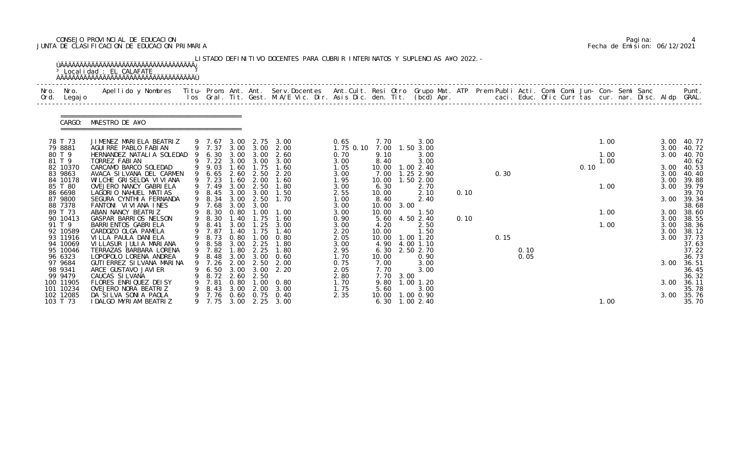CONSEJO PROVINCIAL DE EDUCACION
JUNTA DE CLASIFICACION DE EDUCACION PRIMARIA

Pagina: 4
Fecha de Emision: 06/12/2021

LISTADO DEFINITIVO DOCENTES PARA CUBRIR INTERINATOS Y SUPLENCIAS A¥O 2022.-

Localidad : EL CALAFATE

CARGO: MAESTRO DE A¥O

| Nro. Ord. | Nro. Legajo | Apellido y Nombres | Titu- los | Prom. Gral. | Ant. Tit. | Ant. Gest. | Serv.Docentes M.A/E Vic. Dir. | Ant.Cult. Asis Dic. | Resi den. | Otro Tit. | Grupo Mat. (bcd) | ATP Apr. | Prem Publi caci. | Acti. Educ. | Comi Ofic | Comi Curr | Jun- tas | Con- cur. | Semi nar. | Sanc Disc. | Aldp | Punt. GRAL. |
|---|---|---|---|---|---|---|---|---|---|---|---|---|---|---|---|---|---|---|---|---|---|---|
| 78 | T 73 | JIMENEZ MARIELA BEATRIZ | 9 | 7.67 | 3.00 | 2.75 | 3.00 | 0.65 | 7.70 | | 3.00 | | | | | | | 1.00 | | | 3.00 | 40.77 |
| 79 | 8881 | AGUIRRE PABLO FABIAN | 9 | 7.37 | 3.00 | 3.00 | 2.00 | 1.75 0.10 | 7.00 | 1.50 | 3.00 | | | | | | | | | | 3.00 | 40.72 |
| 80 | T 9 | HERNANDEZ NATALIA SOLEDAD | 9 | 6.30 | 3.00 | 3.00 | 2.60 | 0.70 | 9.10 | | 3.00 | | | | | | | 1.00 | | | 3.00 | 40.70 |
| 81 | T 9 | TORREZ FABIAN | 9 | 7.22 | 3.00 | 3.00 | 3.00 | 3.00 | 8.40 | | 3.00 | | | | | | | 1.00 | | | | 40.62 |
| 82 | 10370 | CARCAMO BARCO SOLEDAD | 9 | 9.03 | 1.60 | 1.75 | 1.60 | 1.05 | 10.00 | 1.00 | 2.40 | | | | | | 0.10 | | | | 3.00 | 40.53 |
| 83 | 9863 | AVACA SILVANA DEL CARMEN | 9 | 6.65 | 2.60 | 2.50 | 2.20 | 3.00 | 7.00 | 1.25 | 2.90 | | 0.30 | | | | | | | | 3.00 | 40.40 |
| 84 | 10178 | WILCHE GRISELDA VIVIANA | 9 | 7.23 | 1.60 | 2.00 | 1.60 | 1.95 | 10.00 | 1.50 | 2.00 | | | | | | | | | | 3.00 | 39.88 |
| 85 | T 80 | OVEJERO NANCY GABRIELA | 9 | 7.49 | 3.00 | 2.50 | 1.80 | 3.00 | 6.30 | | 2.70 | | | | | | | 1.00 | | | 3.00 | 39.79 |
| 86 | 6698 | LAGORIO NAHUEL MATIAS | 9 | 8.45 | 3.00 | 3.00 | 1.50 | 2.55 | 10.00 | | 2.10 | 0.10 | | | | | | | | | | 39.70 |
| 87 | 9800 | SEGURA CYNTHIA FERNANDA | 9 | 8.34 | 3.00 | 2.50 | 1.70 | 1.00 | 8.40 | | 2.40 | | | | | | | | | | 3.00 | 39.34 |
| 88 | 7378 | FANTONI VIVIANA INES | 9 | 7.68 | 3.00 | 3.00 | | 3.00 | 10.00 | 3.00 | | | | | | | | | | | | 38.68 |
| 89 | T 73 | ABAN NANCY BEATRIZ | 9 | 8.30 | 0.80 | 1.00 | 1.00 | 3.00 | 10.00 | | 1.50 | | | | | | | 1.00 | | | 3.00 | 38.60 |
| 90 | 10413 | GASPAR BARRIOS NELSON | 9 | 8.30 | 1.40 | 1.75 | 1.60 | 0.90 | 5.60 | 4.50 | 2.40 | 0.10 | | | | | | | | | 3.00 | 38.55 |
| 91 | T 9 | BARRIENTOS GABRIELA | 9 | 8.41 | 3.00 | 1.25 | 3.00 | 3.00 | 4.20 | | 2.50 | | | | | | | 1.00 | | | 3.00 | 38.36 |
| 92 | 10589 | CARDOZO OLGA PAMELA | 9 | 7.87 | 1.40 | 1.75 | 1.40 | 2.20 | 10.00 | | 1.50 | | | | | | | | | | 3.00 | 38.12 |
| 93 | 11916 | VILLA PAULA DANIELA | 9 | 8.73 | 0.80 | 1.00 | 0.80 | 2.05 | 10.00 | 1.00 | 1.20 | | 0.15 | | | | | | | | 3.00 | 37.73 |
| 94 | 10069 | VILLASUR JULIA MARIANA | 9 | 8.58 | 3.00 | 2.25 | 1.80 | 3.00 | 4.90 | 4.00 | 1.10 | | | | | | | | | | | 37.63 |
| 95 | 10046 | TERRAZAS BARBARA LORENA | 9 | 7.82 | 1.80 | 2.25 | 1.80 | 2.95 | 6.30 | 2.50 | 2.70 | | | 0.10 | | | | | | | | 37.22 |
| 96 | 6323 | LOPOPOLO LORENA ANDREA | 9 | 8.48 | 3.00 | 3.00 | 0.60 | 1.70 | 10.00 | | 0.90 | | | 0.05 | | | | | | | | 36.73 |
| 97 | 9684 | GUTIERREZ SILVANA MARINA | 9 | 7.26 | 2.00 | 2.50 | 2.00 | 0.75 | 7.00 | | 3.00 | | | | | | | | | | 3.00 | 36.51 |
| 98 | 9341 | ARCE GUSTAVO JAVIER | 9 | 6.50 | 3.00 | 3.00 | 2.20 | 2.05 | 7.70 | | 3.00 | | | | | | | | | | | 36.45 |
| 99 | 9479 | CAUCAS SILVANA | 9 | 8.72 | 2.60 | 2.50 | | 2.80 | 7.70 | 3.00 | | | | | | | | | | | | 36.32 |
| 100 | 11905 | FLORES ENRIQUEZ DEISY | 9 | 7.81 | 0.80 | 1.00 | 0.80 | 1.70 | 9.80 | 1.00 | 1.20 | | | | | | | | | | 3.00 | 36.11 |
| 101 | 10234 | OVEJERO NORA BEATRIZ | 9 | 8.43 | 3.00 | 2.00 | 3.00 | 1.75 | 5.60 | | 3.00 | | | | | | | | | | | 35.78 |
| 102 | 12085 | DA SILVA SONIA PAOLA | 9 | 7.76 | 0.60 | 0.75 | 0.40 | 2.35 | 10.00 | 1.00 | 0.90 | | | | | | | | | | 3.00 | 35.76 |
| 103 | T 73 | IDALGO MYRIAM BEATRIZ | 9 | 7.75 | 3.00 | 2.25 | 3.00 | | 6.30 | 1.00 | 2.40 | | | | | | | 1.00 | | | | 35.70 |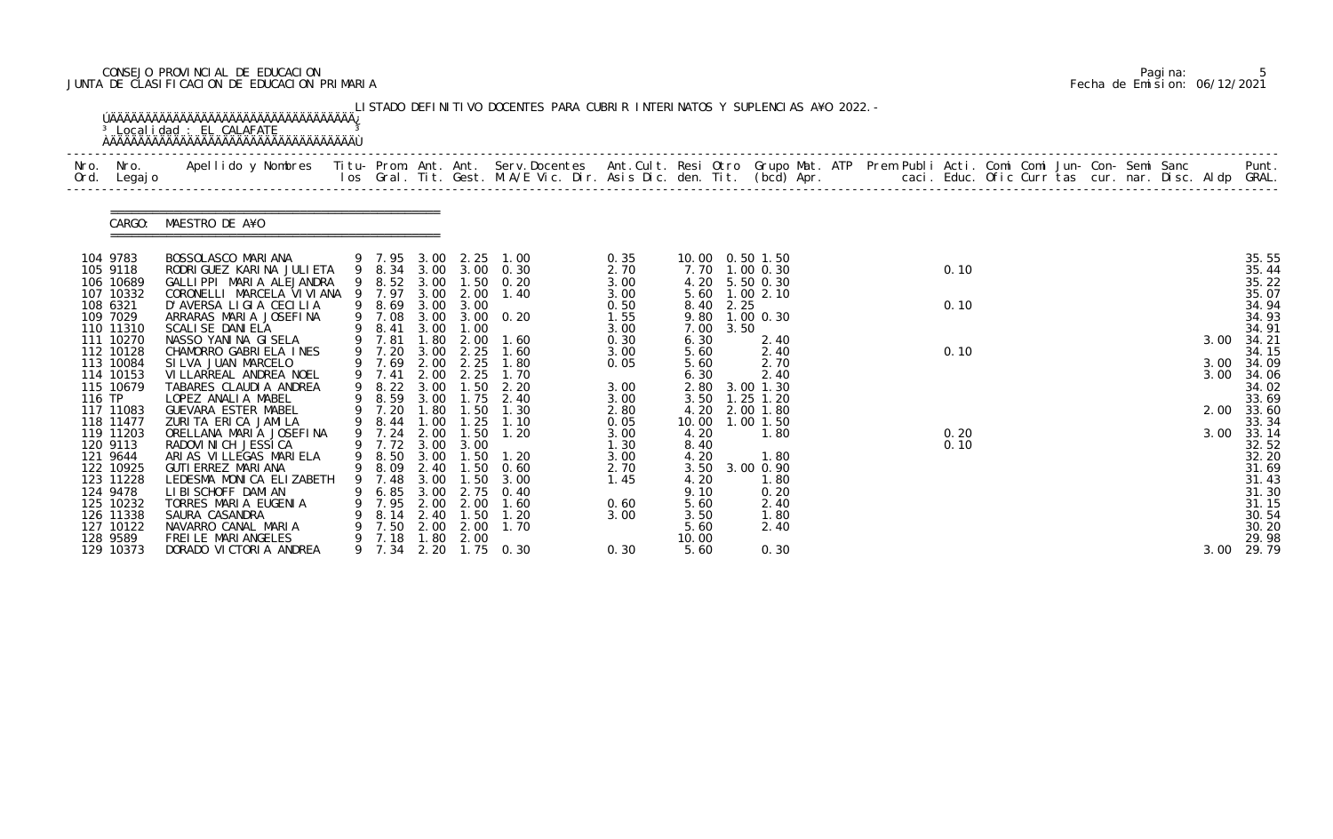CONSEJO PROVINCIAL DE EDUCACION
JUNTA DE CLASIFICACION DE EDUCACION PRIMARIA

Pagina: 5
Fecha de Emision: 06/12/2021

LISTADO DEFINITIVO DOCENTES PARA CUBRIR INTERINATOS Y SUPLENCIAS A¥O 2022.-

Localidad : EL CALAFATE

CARGO: MAESTRO DE A¥O

| Nro. Ord. | Nro. Legajo | Apellido y Nombres | Titu- los | Prom. Gral. | Ant. Tit. | Ant. Gest. | Serv.Docentes M.A/E Vic. Dir. | Ant.Cult. Asis Dic. | Resi den. | Otro Tit. | Grupo Mat. (bcd) | ATP Apr. | Prem caci. | Publi Educ. | Acti. Ofic | Comi Curr | Comi tas | Jun- cur. | Con- nar. | Semi Disc. | Sanc Aldp | Punt. GRAL. |
|---|---|---|---|---|---|---|---|---|---|---|---|---|---|---|---|---|---|---|---|---|---|---|
| 104 | 9783 | BOSSOLASCO MARIANA | 9 | 7.95 | 3.00 | 2.25 | 1.00 | 0.35 | 10.00 | 0.50 | 1.50 | | | | | | | | | | | 35.55 |
| 105 | 9118 | RODRIGUEZ KARINA JULIETA | 9 | 8.34 | 3.00 | 3.00 | 0.30 | 2.70 | 7.70 | 1.00 | 0.30 | | | 0.10 | | | | | | | | 35.44 |
| 106 | 10689 | GALLIPPI MARIA ALEJANDRA | 9 | 8.52 | 3.00 | 1.50 | 0.20 | 3.00 | 4.20 | 5.50 | 0.30 | | | | | | | | | | | 35.22 |
| 107 | 10332 | CORONELLI MARCELA VIVIANA | 9 | 7.97 | 3.00 | 2.00 | 1.40 | 3.00 | 5.60 | 1.00 | 2.10 | | | | | | | | | | | 35.07 |
| 108 | 6321 | D'AVERSA LIGIA CECILIA | 9 | 8.69 | 3.00 | 3.00 | | 0.50 | 8.40 | 2.25 | | | | 0.10 | | | | | | | | 34.94 |
| 109 | 7029 | ARRARAS MARIA JOSEFINA | 9 | 7.08 | 3.00 | 3.00 | 0.20 | 1.55 | 9.80 | 1.00 | 0.30 | | | | | | | | | | | 34.93 |
| 110 | 11310 | SCALISE DANIELA | 9 | 8.41 | 3.00 | 1.00 | | 3.00 | 7.00 | 3.50 | | | | | | | | | | | | 34.91 |
| 111 | 10270 | NASSO YANINA GISELA | 9 | 7.81 | 1.80 | 2.00 | 1.60 | 0.30 | 6.30 | | 2.40 | | | | | | | | | | 3.00 | 34.21 |
| 112 | 10128 | CHAMORRO GABRIELA INES | 9 | 7.20 | 3.00 | 2.25 | 1.60 | 3.00 | 5.60 | | 2.40 | | | 0.10 | | | | | | | | 34.15 |
| 113 | 10084 | SILVA JUAN MARCELO | 9 | 7.69 | 2.00 | 2.25 | 1.80 | 0.05 | 5.60 | | 2.70 | | | | | | | | | | 3.00 | 34.09 |
| 114 | 10153 | VILLARREAL ANDREA NOEL | 9 | 7.41 | 2.00 | 2.25 | 1.70 | | 6.30 | | 2.40 | | | | | | | | | | 3.00 | 34.06 |
| 115 | 10679 | TABARES CLAUDIA ANDREA | 9 | 8.22 | 3.00 | 1.50 | 2.20 | 3.00 | 2.80 | 3.00 | 1.30 | | | | | | | | | | | 34.02 |
| 116 | TP | LOPEZ ANALIA MABEL | 9 | 8.59 | 3.00 | 1.75 | 2.40 | 3.00 | 3.50 | 1.25 | 1.20 | | | | | | | | | | | 33.69 |
| 117 | 11083 | GUEVARA ESTER MABEL | 9 | 7.20 | 1.80 | 1.50 | 1.30 | 2.80 | 4.20 | 2.00 | 1.80 | | | | | | | | | | 2.00 | 33.60 |
| 118 | 11477 | ZURITA ERICA JAMILA | 9 | 8.44 | 1.00 | 1.25 | 1.10 | 0.05 | 10.00 | 1.00 | 1.50 | | | | | | | | | | | 33.34 |
| 119 | 11203 | ORELLANA MARIA JOSEFINA | 9 | 7.24 | 2.00 | 1.50 | 1.20 | 3.00 | 4.20 | | 1.80 | | | 0.20 | | | | | | | 3.00 | 33.14 |
| 120 | 9113 | RADOVINICH JESSICA | 9 | 7.72 | 3.00 | 3.00 | | 1.30 | 8.40 | | | | | 0.10 | | | | | | | | 32.52 |
| 121 | 9644 | ARIAS VILLEGAS MARIELA | 9 | 8.50 | 3.00 | 1.50 | 1.20 | 3.00 | 4.20 | | 1.80 | | | | | | | | | | | 32.20 |
| 122 | 10925 | GUTIERREZ MARIANA | 9 | 8.09 | 2.40 | 1.50 | 0.60 | 2.70 | 3.50 | 3.00 | 0.90 | | | | | | | | | | | 31.69 |
| 123 | 11228 | LEDESMA MONICA ELIZABETH | 9 | 7.48 | 3.00 | 1.50 | 3.00 | 1.45 | 4.20 | | 1.80 | | | | | | | | | | | 31.43 |
| 124 | 9478 | LIBISCHOFF DAMIAN | 9 | 6.85 | 3.00 | 2.75 | 0.40 | | 9.10 | | 0.20 | | | | | | | | | | | 31.30 |
| 125 | 10232 | TORRES MARIA EUGENIA | 9 | 7.95 | 2.00 | 2.00 | 1.60 | 0.60 | 5.60 | | 2.40 | | | | | | | | | | | 31.15 |
| 126 | 11338 | SAURA CASANDRA | 9 | 8.14 | 2.40 | 1.50 | 1.20 | 3.00 | 3.50 | | 1.80 | | | | | | | | | | | 30.54 |
| 127 | 10122 | NAVARRO CANAL MARIA | 9 | 7.50 | 2.00 | 2.00 | 1.70 | | 5.60 | | 2.40 | | | | | | | | | | | 30.20 |
| 128 | 9589 | FREILE MARIANGELES | 9 | 7.18 | 1.80 | 2.00 | | | 10.00 | | | | | | | | | | | | | 29.98 |
| 129 | 10373 | DORADO VICTORIA ANDREA | 9 | 7.34 | 2.20 | 1.75 | 0.30 | 0.30 | 5.60 | | 0.30 | | | | | | | | | | 3.00 | 29.79 |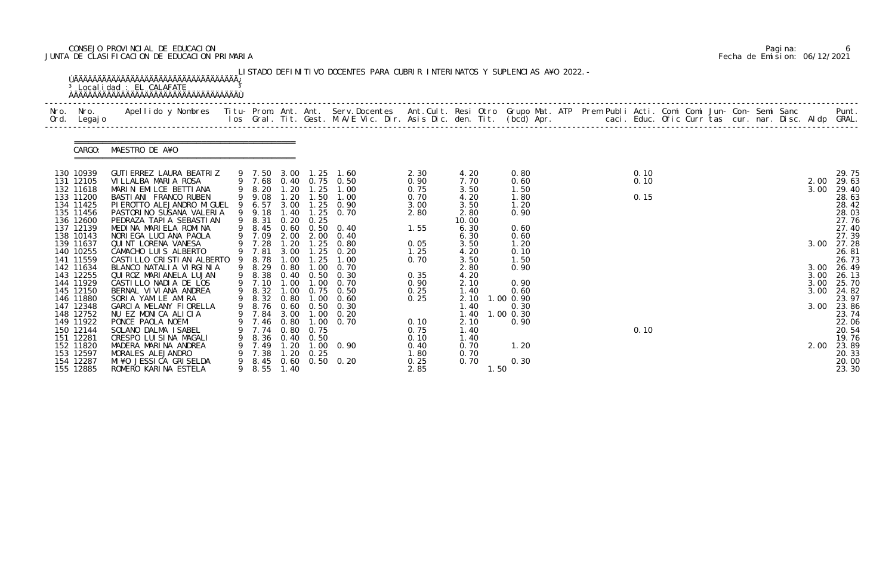CONSEJO PROVINCIAL DE EDUCACION
JUNTA DE CLASIFICACION DE EDUCACION PRIMARIA

Fecha de Emision: 06/12/2021

LISTADO DEFINITIVO DOCENTES PARA CUBRIR INTERINATOS Y SUPLENCIAS A¥O 2022.-

Localidad : EL CALAFATE

CARGO: MAESTRO DE A¥O

| Nro. Ord. | Nro. Legajo | Apellido y Nombres | Titu-los | Prom. Gral. | Ant. Tit. | Ant. Gest. | Serv.Docentes M.A/E Vic. Dir. | Ant.Cult. Asis Dic. | Resi den. | Otro Tit. | Grupo Mat. (bcd) | ATP Apr. | Prem Publi caci. | Acti. Educ. | Comi Ofic | Comi Curr | Jun- tas | Con- cur. | Semi nar. | Sanc Disc. | Aldp | Punt. GRAL. |
|---|---|---|---|---|---|---|---|---|---|---|---|---|---|---|---|---|---|---|---|---|---|---|
| 130 | 10939 | GUTIERREZ LAURA BEATRIZ | 9 | 7.50 | 3.00 | 1.25 | 1.60 | 2.30 | 4.20 | | 0.80 | | | 0.10 | | | | | | | | 29.75 |
| 131 | 12105 | VILLALBA MARIA ROSA | 9 | 7.68 | 0.40 | 0.75 | 0.50 | 0.90 | 7.70 | | 0.60 | | | 0.10 | | | | | | | 2.00 | 29.63 |
| 132 | 11618 | MARIN EMILCE BETTIANA | 9 | 8.20 | 1.20 | 1.25 | 1.00 | 0.75 | 3.50 | | 1.50 | | | | | | | | | | 3.00 | 29.40 |
| 133 | 11200 | BASTIANI FRANCO RUBEN | 9 | 9.08 | 1.20 | 1.50 | 1.00 | 0.70 | 4.20 | | 1.80 | | | 0.15 | | | | | | | | 28.63 |
| 134 | 11425 | PIEROTTO ALEJANDRO MIGUEL | 9 | 6.57 | 3.00 | 1.25 | 0.90 | 3.00 | 3.50 | | 1.20 | | | | | | | | | | | 28.42 |
| 135 | 11456 | PASTORINO SUSANA VALERIA | 9 | 9.18 | 1.40 | 1.25 | 0.70 | 2.80 | 2.80 | | 0.90 | | | | | | | | | | | 28.03 |
| 136 | 12600 | PEDRAZA TAPIA SEBASTIAN | 9 | 8.31 | 0.20 | 0.25 | | | 10.00 | | | | | | | | | | | | | 27.76 |
| 137 | 12139 | MEDINA MARIELA ROMINA | 9 | 8.45 | 0.60 | 0.50 | 0.40 | 1.55 | 6.30 | | 0.60 | | | | | | | | | | | 27.40 |
| 138 | 10143 | NORIEGA LUCIANA PAOLA | 9 | 7.09 | 2.00 | 2.00 | 0.40 | | 6.30 | | 0.60 | | | | | | | | | | | 27.39 |
| 139 | 11637 | QUINT LORENA VANESA | 9 | 7.28 | 1.20 | 1.25 | 0.80 | 0.05 | 3.50 | | 1.20 | | | | | | | | | | 3.00 | 27.28 |
| 140 | 10255 | CAMACHO LUIS ALBERTO | 9 | 7.81 | 3.00 | 1.25 | 0.20 | 1.25 | 4.20 | | 0.10 | | | | | | | | | | | 26.81 |
| 141 | 11559 | CASTILLO CRISTIAN ALBERTO | 9 | 8.78 | 1.00 | 1.25 | 1.00 | 0.70 | 3.50 | | 1.50 | | | | | | | | | | | 26.73 |
| 142 | 11634 | BLANCO NATALIA VIRGINIA | 9 | 8.29 | 0.80 | 1.00 | 0.70 | | 2.80 | | 0.90 | | | | | | | | | | 3.00 | 26.49 |
| 143 | 12255 | QUIROZ MARIANELA LUJAN | 9 | 8.38 | 0.40 | 0.50 | 0.30 | 0.35 | 4.20 | | | | | | | | | | | | 3.00 | 26.13 |
| 144 | 11929 | CASTILLO NADIA DE LOS | 9 | 7.10 | 1.00 | 1.00 | 0.70 | 0.90 | 2.10 | | 0.90 | | | | | | | | | | 3.00 | 25.70 |
| 145 | 12150 | BERNAL VIVIANA ANDREA | 9 | 8.32 | 1.00 | 0.75 | 0.50 | 0.25 | 1.40 | | 0.60 | | | | | | | | | | 3.00 | 24.82 |
| 146 | 11880 | SORIA YAMILE AMIRA | 9 | 8.32 | 0.80 | 1.00 | 0.60 | 0.25 | 2.10 | 1.00 | 0.90 | | | | | | | | | | | 23.97 |
| 147 | 12348 | GARCIA MELANY FIORELLA | 9 | 8.76 | 0.60 | 0.50 | 0.30 | | 1.40 | | 0.30 | | | | | | | | | | 3.00 | 23.86 |
| 148 | 12752 | NU EZ MONICA ALICIA | 9 | 7.84 | 3.00 | 1.00 | 0.20 | | 1.40 | 1.00 | 0.30 | | | | | | | | | | | 23.74 |
| 149 | 11922 | PONCE PAOLA NOEMI | 9 | 7.46 | 0.80 | 1.00 | 0.70 | 0.10 | 2.10 | | 0.90 | | | | | | | | | | | 22.06 |
| 150 | 12144 | SOLANO DALMA ISABEL | 9 | 7.74 | 0.80 | 0.75 | | 0.75 | 1.40 | | | | | 0.10 | | | | | | | | 20.54 |
| 151 | 12281 | CRESPO LUISINA MAGALI | 9 | 8.36 | 0.40 | 0.50 | | 0.10 | 1.40 | | | | | | | | | | | | | 19.76 |
| 152 | 11820 | MADERA MARINA ANDREA | 9 | 7.49 | 1.20 | 1.00 | 0.90 | 0.40 | 0.70 | | 1.20 | | | | | | | | | | 2.00 | 23.89 |
| 153 | 12597 | MORALES ALEJANDRO | 9 | 7.38 | 1.20 | 0.25 | | 1.80 | 0.70 | | | | | | | | | | | | | 20.33 |
| 154 | 12287 | MI¥O JESSICA GRISELDA | 9 | 8.45 | 0.60 | 0.50 | 0.20 | 0.25 | 0.70 | | 0.30 | | | | | | | | | | | 20.00 |
| 155 | 12885 | ROMERO KARINA ESTELA | 9 | 8.55 | 1.40 | | | 2.85 | | 1.50 | | | | | | | | | | | | 23.30 |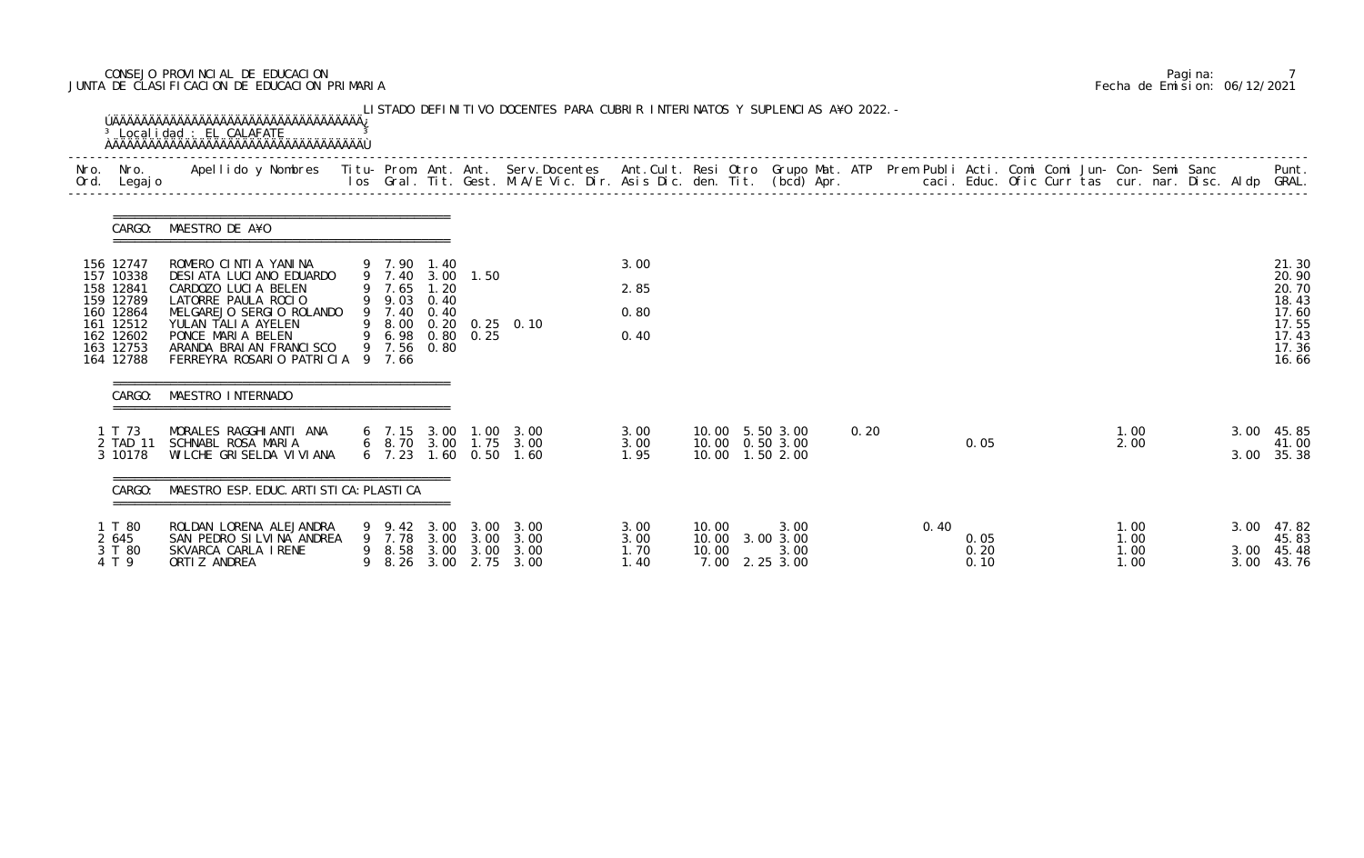CONSEJO PROVINCIAL DE EDUCACION
JUNTA DE CLASIFICACION DE EDUCACION PRIMARIA

Fecha de Emision: 06/12/2021

LISTADO DEFINITIVO DOCENTES PARA CUBRIR INTERINATOS Y SUPLENCIAS AÑO 2022.-

Localidad : EL CALAFATE

| Nro. Ord. | Nro. Legajo | Apellido y Nombres | Titu-los | Prom. Gral. | Ant. Tit. | Ant. Gest. | Serv.Docentes M.A/E Vic. Dir. | Ant.Cult. Asis Dic. | Resi den. | Otro Tit. | Grupo Mat. (bcd) | ATP Apr. | Prem Publi caci. | Acti. Educ. | Comi Ofic | Comi Curr | Jun-tas | Con-cur. | Semi nar. | Sanc Disc. | Aldp | Punt. GRAL. |
|---|---|---|---|---|---|---|---|---|---|---|---|---|---|---|---|---|---|---|---|---|---|---|
| **CARGO: MAESTRO DE AÑO** | | | | | | | | | | | | | | | | | | | | | | |
| 156 | 12747 | ROMERO CINTIA YANINA | 9 | 7.90 | 1.40 | | | 3.00 | | | | | | | | | | | | | | 21.30 |
| 157 | 10338 | DESIATA LUCIANO EDUARDO | 9 | 7.40 | 3.00 | 1.50 | | | | | | | | | | | | | | | | 20.90 |
| 158 | 12841 | CARDOZO LUCIA BELEN | 9 | 7.65 | 1.20 | | | 2.85 | | | | | | | | | | | | | | 20.70 |
| 159 | 12789 | LATORRE PAULA ROCIO | 9 | 9.03 | 0.40 | | | | | | | | | | | | | | | | | 18.43 |
| 160 | 12864 | MELGAREJO SERGIO ROLANDO | 9 | 7.40 | 0.40 | | | 0.80 | | | | | | | | | | | | | | 17.60 |
| 161 | 12512 | YULAN TALIA AYELEN | 9 | 8.00 | 0.20 | 0.25 | 0.10 | | | | | | | | | | | | | | | 17.55 |
| 162 | 12602 | PONCE MARIA BELEN | 9 | 6.98 | 0.80 | 0.25 | | 0.40 | | | | | | | | | | | | | | 17.43 |
| 163 | 12753 | ARANDA BRAIAN FRANCISCO | 9 | 7.56 | 0.80 | | | | | | | | | | | | | | | | | 17.36 |
| 164 | 12788 | FERREYRA ROSARIO PATRICIA | 9 | 7.66 | | | | | | | | | | | | | | | | | | 16.66 |
| **CARGO: MAESTRO INTERNADO** | | | | | | | | | | | | | | | | | | | | | | |
| 1 | T 73 | MORALES RAGGHIANTI ANA | 6 | 7.15 | 3.00 | 1.00 | 3.00 | 3.00 | 10.00 | 5.50 | 3.00 | 0.20 | | | | | | 1.00 | | | 3.00 | 45.85 |
| 2 | TAD 11 | SCHNABL ROSA MARIA | 6 | 8.70 | 3.00 | 1.75 | 3.00 | 3.00 | 10.00 | 0.50 | 3.00 | | | 0.05 | | | | 2.00 | | | | 41.00 |
| 3 | 10178 | WILCHE GRISELDA VIVIANA | 6 | 7.23 | 1.60 | 0.50 | 1.60 | 1.95 | 10.00 | 1.50 | 2.00 | | | | | | | | | | 3.00 | 35.38 |
| **CARGO: MAESTRO ESP. EDUC. ARTISTICA: PLASTICA** | | | | | | | | | | | | | | | | | | | | | | |
| 1 | T 80 | ROLDAN LORENA ALEJANDRA | 9 | 9.42 | 3.00 | 3.00 | 3.00 | 3.00 | 10.00 | | 3.00 | | 0.40 | | | | | 1.00 | | | 3.00 | 47.82 |
| 2 | 645 | SAN PEDRO SILVINA ANDREA | 9 | 7.78 | 3.00 | 3.00 | 3.00 | 3.00 | 10.00 | 3.00 | 3.00 | | | 0.05 | | | | 1.00 | | | | 45.83 |
| 3 | T 80 | SKVARCA CARLA IRENE | 9 | 8.58 | 3.00 | 3.00 | 3.00 | 1.70 | 10.00 | | 3.00 | | | 0.20 | | | | 1.00 | | | 3.00 | 45.48 |
| 4 | T 9 | ORTIZ ANDREA | 9 | 8.26 | 3.00 | 2.75 | 3.00 | 1.40 | 7.00 | 2.25 | 3.00 | | | 0.10 | | | | 1.00 | | | 3.00 | 43.76 |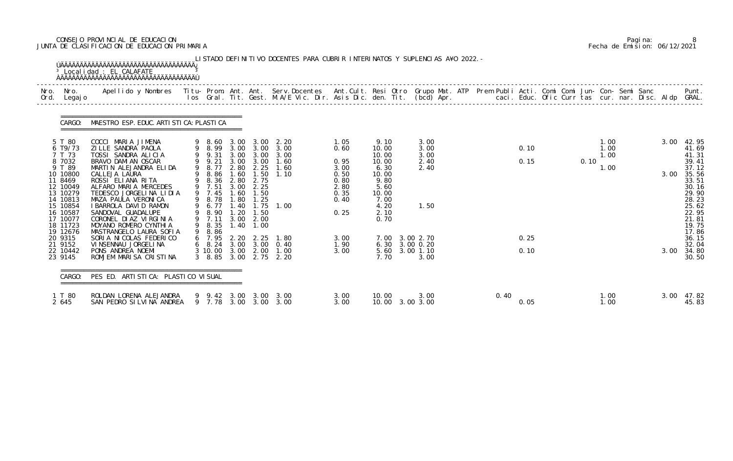CONSEJO PROVINCIAL DE EDUCACION
JUNTA DE CLASIFICACION DE EDUCACION PRIMARIA

Pagina: 8
Fecha de Emision: 06/12/2021

LISTADO DEFINITIVO DOCENTES PARA CUBRIR INTERINATOS Y SUPLENCIAS AÑO 2022.-

Localidad : EL CALAFATE

CARGO: MAESTRO ESP. EDUC. ARTISTICA: PLASTICA

| Nro. Ord. | Nro. Legajo | Apellido y Nombres | Titu-los | Prom. Gral. | Ant. Tit. | Ant. Gest. | Serv. Docentes M.A/E Vic. Dir. | Ant. Cult. Asis Dic. | Resi den. | Otro Tit. | Grupo Mat. (bcd) | ATP Apr. | Prem Publi caci. | Acti. Educ. | Comi Ofic | Comi Curr | Jun-tas | Con-cur. | Semi nar. | Sanc Disc. | Aldp | Punt. GRAL. |
|---|---|---|---|---|---|---|---|---|---|---|---|---|---|---|---|---|---|---|---|---|---|---|
| 5 | T 80 | COCCI MARIA JIMENA | 9 | 8.60 | 3.00 | 3.00 | 2.20 | 1.05 | 9.10 | | 3.00 | | | | | | | 1.00 | | | 3.00 | 42.95 |
| 6 | T9/73 | ZILLE SANDRA PAOLA | 9 | 8.99 | 3.00 | 3.00 | 3.00 | 0.60 | 10.00 | | 3.00 | | | 0.10 | | | | 1.00 | | | | 41.69 |
| 7 | T 73 | TOSSI SANDRA ALICIA | 9 | 9.31 | 3.00 | 3.00 | 3.00 | | 10.00 | | 3.00 | | | | | | | 1.00 | | | | 41.31 |
| 8 | 7032 | BRAVO DAMIAN OSCAR | 9 | 9.21 | 3.00 | 3.00 | 1.60 | 0.95 | 10.00 | | 2.40 | | | 0.15 | | 0.10 | | | | | | 39.41 |
| 9 | T 89 | MARTIN ALEJANDRA ELIDA | 9 | 8.77 | 2.80 | 2.25 | 1.60 | 3.00 | 6.30 | | 2.40 | | | | | | | 1.00 | | | | 37.12 |
| 10 | 10800 | CALLEJA LAURA | 9 | 8.86 | 1.60 | 1.50 | 1.10 | 0.50 | 10.00 | | | | | | | | | | | | 3.00 | 35.56 |
| 11 | 8469 | ROSSI ELIANA RITA | 9 | 8.36 | 2.80 | 2.75 | | 0.80 | 9.80 | | | | | | | | | | | | | 33.51 |
| 12 | 10049 | ALFARO MARIA MERCEDES | 9 | 7.51 | 3.00 | 2.25 | | 2.80 | 5.60 | | | | | | | | | | | | | 30.16 |
| 13 | 10279 | TEDESCO JORGELINA LIDIA | 9 | 7.45 | 1.60 | 1.50 | | 0.35 | 10.00 | | | | | | | | | | | | | 29.90 |
| 14 | 10813 | MAZA PAULA VERONICA | 9 | 8.78 | 1.80 | 1.25 | | 0.40 | 7.00 | | | | | | | | | | | | | 28.23 |
| 15 | 10854 | IBARROLA DAVID RAMON | 9 | 6.77 | 1.40 | 1.75 | 1.00 | | 4.20 | | 1.50 | | | | | | | | | | | 25.62 |
| 16 | 10587 | SANDOVAL GUADALUPE | 9 | 8.90 | 1.20 | 1.50 | | 0.25 | 2.10 | | | | | | | | | | | | | 22.95 |
| 17 | 10077 | CORONEL DIAZ VIRGINIA | 9 | 7.11 | 3.00 | 2.00 | | | 0.70 | | | | | | | | | | | | | 21.81 |
| 18 | 11723 | MOYANO ROMERO CYNTHIA | 9 | 8.35 | 1.40 | 1.00 | | | | | | | | | | | | | | | | 19.75 |
| 19 | 12676 | MASTRANGELO LAURA SOFIA | 9 | 8.86 | | | | | | | | | | | | | | | | | | 17.86 |
| 20 | 9315 | SORIA NICOLAS FEDERICO | 6 | 7.95 | 2.20 | 2.25 | 1.80 | 3.00 | 7.00 | 3.00 | 2.70 | | | 0.25 | | | | | | | | 36.15 |
| 21 | 9152 | VINSENNAU JORGELINA | 6 | 8.24 | 3.00 | 3.00 | 0.40 | 1.90 | 6.30 | 3.00 | 0.20 | | | | | | | | | | | 32.04 |
| 22 | 10442 | PONS ANDREA NOEMI | 3 | 10.00 | 3.00 | 2.00 | 1.00 | 3.00 | 5.60 | 3.00 | 1.10 | | | 0.10 | | | | | | | 3.00 | 34.80 |
| 23 | 9145 | ROMJEM MARISA CRISTINA | 3 | 8.85 | 3.00 | 2.75 | 2.20 | | 7.70 | | 3.00 | | | | | | | | | | | 30.50 |

CARGO: PES ED. ARTISTICA: PLASTICO VISUAL

| Nro. Ord. | Nro. Legajo | Apellido y Nombres | Titu-los | Prom. Gral. | Ant. Tit. | Ant. Gest. | Serv. Docentes M.A/E Vic. Dir. | Ant. Cult. Asis Dic. | Resi den. | Otro Tit. | Grupo Mat. (bcd) | ATP Apr. | Prem Publi caci. | Acti. Educ. | Comi Ofic | Comi Curr | Jun-tas | Con-cur. | Semi nar. | Sanc Disc. | Aldp | Punt. GRAL. |
|---|---|---|---|---|---|---|---|---|---|---|---|---|---|---|---|---|---|---|---|---|---|---|
| 1 | T 80 | ROLDAN LORENA ALEJANDRA | 9 | 9.42 | 3.00 | 3.00 | 3.00 | 3.00 | 10.00 | | 3.00 | | 0.40 | | | | | 1.00 | | | 3.00 | 47.82 |
| 2 | 645 | SAN PEDRO SILVINA ANDREA | 9 | 7.78 | 3.00 | 3.00 | 3.00 | 3.00 | 10.00 | 3.00 | 3.00 | | | 0.05 | | | | 1.00 | | | | 45.83 |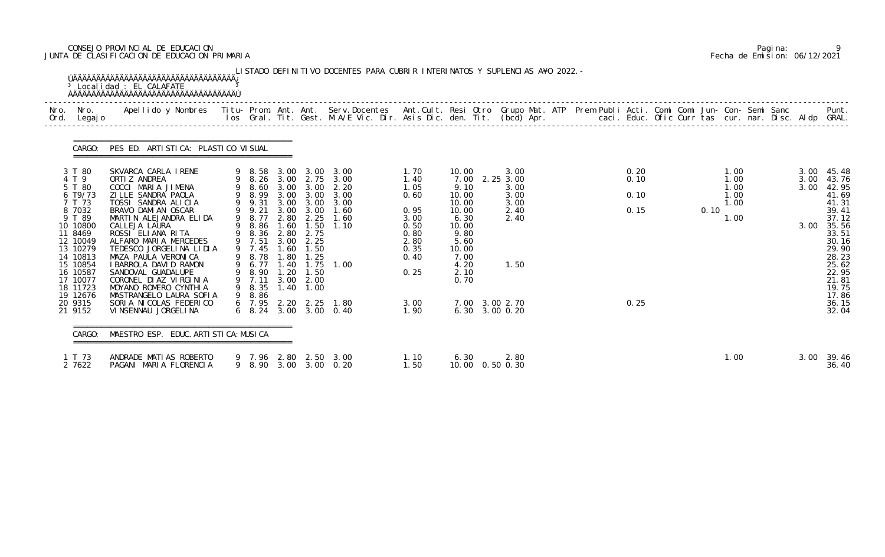CONSEJO PROVINCIAL DE EDUCACION
JUNTA DE CLASIFICACION DE EDUCACION PRIMARIA

Pagina: 9
Fecha de Emision: 06/12/2021

LISTADO DEFINITIVO DOCENTES PARA CUBRIR INTERINATOS Y SUPLENCIAS AÑO 2022.-

Localidad : EL CALAFATE

CARGO: PES ED. ARTISTICA: PLASTICO VISUAL

| Nro. Ord. | Nro. Legajo | Apellido y Nombres | Titu- los | Prom. Gral. | Ant. Tit. | Ant. Gest. | Serv.Docentes M.A/E Vic. Dir. | Ant.Cult. Asis Dic. | Resi den. | Otro Tit. | Grupo Mat. (bcd) | ATP Apr. | Prem Publi caci. | Acti. Educ. | Comi Ofic | Comi Curr | Jun- tas | Con- cur. | Semi nar. | Sanc Disc. | Aldp | Punt. GRAL. |
|---|---|---|---|---|---|---|---|---|---|---|---|---|---|---|---|---|---|---|---|---|---|---|
| 3 | T 80 | SKVARCA CARLA IRENE | 9 | 8.58 | 3.00 | 3.00 | 3.00 | 1.70 | 10.00 | | 3.00 | | | 0.20 | | | | 1.00 | | | 3.00 | 45.48 |
| 4 | T 9 | ORTIZ ANDREA | 9 | 8.26 | 3.00 | 2.75 | 3.00 | 1.40 | 7.00 | 2.25 | 3.00 | | | 0.10 | | | | 1.00 | | | 3.00 | 43.76 |
| 5 | T 80 | COCCI MARIA JIMENA | 9 | 8.60 | 3.00 | 3.00 | 2.20 | 1.05 | 9.10 | | 3.00 | | | | | | | 1.00 | | | 3.00 | 42.95 |
| 6 | T9/73 | ZILLE SANDRA PAOLA | 9 | 8.99 | 3.00 | 3.00 | 3.00 | 0.60 | 10.00 | | 3.00 | | | 0.10 | | | | 1.00 | | | | 41.69 |
| 7 | T 73 | TOSSI SANDRA ALICIA | 9 | 9.31 | 3.00 | 3.00 | 3.00 | | 10.00 | | 3.00 | | | | | | | 1.00 | | | | 41.31 |
| 8 | 7032 | BRAVO DAMIAN OSCAR | 9 | 9.21 | 3.00 | 3.00 | 1.60 | 0.95 | 10.00 | | 2.40 | | | 0.15 | | | 0.10 | | | | | 39.41 |
| 9 | T 89 | MARTIN ALEJANDRA ELIDA | 9 | 8.77 | 2.80 | 2.25 | 1.60 | 3.00 | 6.30 | | 2.40 | | | | | | | 1.00 | | | | 37.12 |
| 10 | 10800 | CALLEJA LAURA | 9 | 8.86 | 1.60 | 1.50 | 1.10 | 0.50 | 10.00 | | | | | | | | | | | | 3.00 | 35.56 |
| 11 | 8469 | ROSSI ELIANA RITA | 9 | 8.36 | 2.80 | 2.75 | | 0.80 | 9.80 | | | | | | | | | | | | | 33.51 |
| 12 | 10049 | ALFARO MARIA MERCEDES | 9 | 7.51 | 3.00 | 2.25 | | 2.80 | 5.60 | | | | | | | | | | | | | 30.16 |
| 13 | 10279 | TEDESCO JORGELINA LIDIA | 9 | 7.45 | 1.60 | 1.50 | | 0.35 | 10.00 | | | | | | | | | | | | | 29.90 |
| 14 | 10813 | MAZA PAULA VERONICA | 9 | 8.78 | 1.80 | 1.25 | | 0.40 | 7.00 | | | | | | | | | | | | | 28.23 |
| 15 | 10854 | IBARROLA DAVID RAMON | 9 | 6.77 | 1.40 | 1.75 | 1.00 | | 4.20 | | 1.50 | | | | | | | | | | | 25.62 |
| 16 | 10587 | SANDOVAL GUADALUPE | 9 | 8.90 | 1.20 | 1.50 | | 0.25 | 2.10 | | | | | | | | | | | | | 22.95 |
| 17 | 10077 | CORONEL DIAZ VIRGINIA | 9 | 7.11 | 3.00 | 2.00 | | | 0.70 | | | | | | | | | | | | | 21.81 |
| 18 | 11723 | MOYANO ROMERO CYNTHIA | 9 | 8.35 | 1.40 | 1.00 | | | | | | | | | | | | | | | | 19.75 |
| 19 | 12676 | MASTRANGELO LAURA SOFIA | 9 | 8.86 | | | | | | | | | | | | | | | | | | 17.86 |
| 20 | 9315 | SORIA NICOLAS FEDERICO | 6 | 7.95 | 2.20 | 2.25 | 1.80 | 3.00 | 7.00 | 3.00 | 2.70 | | | 0.25 | | | | | | | | 36.15 |
| 21 | 9152 | VINSENNAU JORGELINA | 6 | 8.24 | 3.00 | 3.00 | 0.40 | 1.90 | 6.30 | 3.00 | 0.20 | | | | | | | | | | | 32.04 |

CARGO: MAESTRO ESP. EDUC. ARTISTICA: MUSICA

| Nro. Ord. | Nro. Legajo | Apellido y Nombres | Titu- los | Prom. Gral. | Ant. Tit. | Ant. Gest. | Serv.Docentes M.A/E Vic. Dir. | Ant.Cult. Asis Dic. | Resi den. | Otro Tit. | Grupo Mat. (bcd) | ATP Apr. | Prem Publi caci. | Acti. Educ. | Comi Ofic | Comi Curr | Jun- tas | Con- cur. | Semi nar. | Sanc Disc. | Aldp | Punt. GRAL. |
|---|---|---|---|---|---|---|---|---|---|---|---|---|---|---|---|---|---|---|---|---|---|---|
| 1 | T 73 | ANDRADE MATIAS ROBERTO | 9 | 7.96 | 2.80 | 2.50 | 3.00 | 1.10 | 6.30 | | 2.80 | | | | | | | 1.00 | | | 3.00 | 39.46 |
| 2 | 7622 | PAGANI MARIA FLORENCIA | 9 | 8.90 | 3.00 | 3.00 | 0.20 | 1.50 | 10.00 | 0.50 | 0.30 | | | | | | | | | | | 36.40 |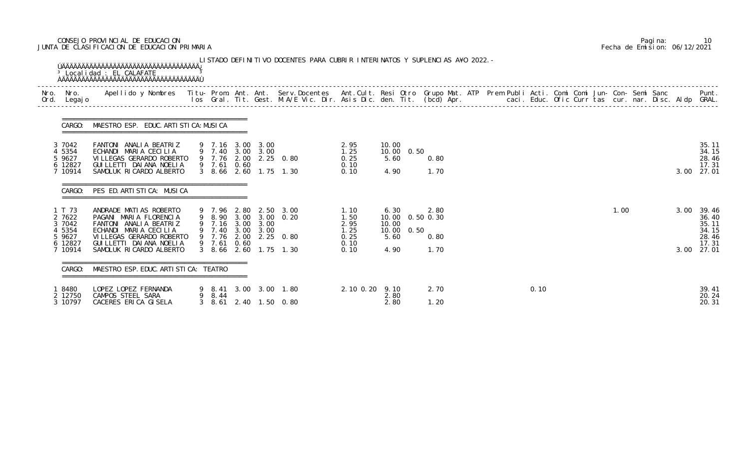CONSEJO PROVINCIAL DE EDUCACION
JUNTA DE CLASIFICACION DE EDUCACION PRIMARIA

Fecha de Emision: 06/12/2021

LISTADO DEFINITIVO DOCENTES PARA CUBRIR INTERINATOS Y SUPLENCIAS A¥O 2022.-

Localidad : EL CALAFATE

**CARGO: MAESTRO ESP. EDUC. ARTISTICA: MUSICA**

| Nro. Ord. | Nro. Legajo | Apellido y Nombres | Titu-los | Prom. Gral. | Ant. Tit. | Ant. Gest. | Serv.Docentes M.A/E Vic. Dir. | Ant.Cult. Asis Dic. | Resi den. | Otro Tit. | Grupo Mat. (bcd) | ATP Apr. | Prem Publi caci. | Acti. Educ. | Comi Ofic | Comi Curr | Jun- tas | Con- cur. | Semi nar. | Sanc Disc. | Aldp | Punt. GRAL. |
|---|---|---|---|---|---|---|---|---|---|---|---|---|---|---|---|---|---|---|---|---|---|---|
| 3 | 7042 | FANTONI ANALIA BEATRIZ | 9 | 7.16 | 3.00 | 3.00 | | 2.95 | 10.00 | | | | | | | | | | | | | 35.11 |
| 4 | 5354 | ECHANDI MARIA CECILIA | 9 | 7.40 | 3.00 | 3.00 | | 1.25 | 10.00 | 0.50 | | | | | | | | | | | | 34.15 |
| 5 | 9627 | VILLEGAS GERARDO ROBERTO | 9 | 7.76 | 2.00 | 2.25 | 0.80 | 0.25 | 5.60 | | 0.80 | | | | | | | | | | | 28.46 |
| 6 | 12827 | GUILLETTI DAIANA NOELIA | 9 | 7.61 | 0.60 | | | 0.10 | | | | | | | | | | | | | | 17.31 |
| 7 | 10914 | SAMOLUK RICARDO ALBERTO | 3 | 8.66 | 2.60 | 1.75 | 1.30 | 0.10 | 4.90 | | 1.70 | | | | | | | | | | 3.00 | 27.01 |

**CARGO: PES ED. ARTISTICA: MUSICA**

| Nro. Ord. | Nro. Legajo | Apellido y Nombres | Titu-los | Prom. Gral. | Ant. Tit. | Ant. Gest. | Serv.Docentes M.A/E Vic. Dir. | Ant.Cult. Asis Dic. | Resi den. | Otro Tit. | Grupo Mat. (bcd) | ATP Apr. | Prem Publi caci. | Acti. Educ. | Comi Ofic | Comi Curr | Jun- tas | Con- cur. | Semi nar. | Sanc Disc. | Aldp | Punt. GRAL. |
|---|---|---|---|---|---|---|---|---|---|---|---|---|---|---|---|---|---|---|---|---|---|---|
| 1 | T 73 | ANDRADE MATIAS ROBERTO | 9 | 7.96 | 2.80 | 2.50 | 3.00 | 1.10 | 6.30 | | 2.80 | | | | | | | 1.00 | | | 3.00 | 39.46 |
| 2 | 7622 | PAGANI MARIA FLORENCIA | 9 | 8.90 | 3.00 | 3.00 | 0.20 | 1.50 | 10.00 | 0.50 | 0.30 | | | | | | | | | | | 36.40 |
| 3 | 7042 | FANTONI ANALIA BEATRIZ | 9 | 7.16 | 3.00 | 3.00 | | 2.95 | 10.00 | | | | | | | | | | | | | 35.11 |
| 4 | 5354 | ECHANDI MARIA CECILIA | 9 | 7.40 | 3.00 | 3.00 | | 1.25 | 10.00 | 0.50 | | | | | | | | | | | | 34.15 |
| 5 | 9627 | VILLEGAS GERARDO ROBERTO | 9 | 7.76 | 2.00 | 2.25 | 0.80 | 0.25 | 5.60 | | 0.80 | | | | | | | | | | | 28.46 |
| 6 | 12827 | GUILLETTI DAIANA NOELIA | 9 | 7.61 | 0.60 | | | 0.10 | | | | | | | | | | | | | | 17.31 |
| 7 | 10914 | SAMOLUK RICARDO ALBERTO | 3 | 8.66 | 2.60 | 1.75 | 1.30 | 0.10 | 4.90 | | 1.70 | | | | | | | | | | 3.00 | 27.01 |

**CARGO: MAESTRO ESP. EDUC. ARTISTICA: TEATRO**

| Nro. Ord. | Nro. Legajo | Apellido y Nombres | Titu-los | Prom. Gral. | Ant. Tit. | Ant. Gest. | Serv.Docentes M.A/E Vic. Dir. | Ant.Cult. Asis Dic. | Resi den. | Otro Tit. | Grupo Mat. (bcd) | ATP Apr. | Prem Publi caci. | Acti. Educ. | Comi Ofic | Comi Curr | Jun- tas | Con- cur. | Semi nar. | Sanc Disc. | Aldp | Punt. GRAL. |
|---|---|---|---|---|---|---|---|---|---|---|---|---|---|---|---|---|---|---|---|---|---|---|
| 1 | 8480 | LOPEZ LOPEZ FERNANDA | 9 | 8.41 | 3.00 | 3.00 | 1.80 | 2.10 0.20 | 9.10 | | 2.70 | | | 0.10 | | | | | | | | 39.41 |
| 2 | 12750 | CAMPOS STEEL SARA | 9 | 8.44 | | | | | 2.80 | | | | | | | | | | | | | 20.24 |
| 3 | 10797 | CACERES ERICA GISELA | 3 | 8.61 | 2.40 | 1.50 | 0.80 | | 2.80 | | 1.20 | | | | | | | | | | | 20.31 |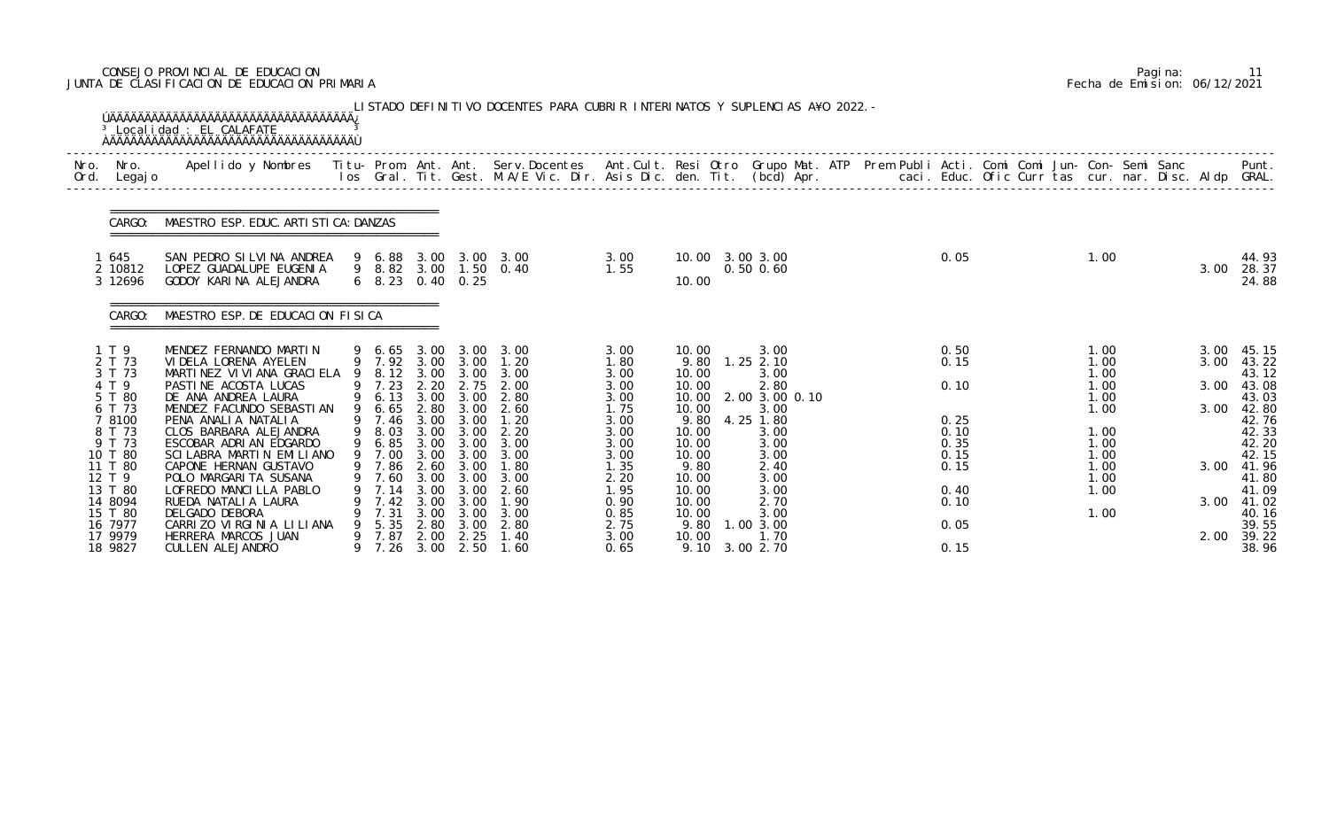CONSEJO PROVINCIAL DE EDUCACION
JUNTA DE CLASIFICACION DE EDUCACION PRIMARIA

Pagina: 11
Fecha de Emision: 06/12/2021

LISTADO DEFINITIVO DOCENTES PARA CUBRIR INTERINATOS Y SUPLENCIAS A¥O 2022.-

Localidad : EL CALAFATE

| Nro. Ord. | Nro. Legajo | Apellido y Nombres | Titu-los | Prom. Gral. | Ant. Tit. | Ant. Gest. | Serv.Docentes M.A/E Vic. Dir. | Ant.Cult. Asis Dic. | Resi den. | Otro Tit. | Grupo Mat. (bcd) | ATP Apr. | Prem | Publi caci. | Acti. Educ. | Comi Ofic | Comi Curr | Jun-tas | Con-cur. | Semi nar. | Sanc Disc. | Aldp | Punt. GRAL. |
|---|---|---|---|---|---|---|---|---|---|---|---|---|---|---|---|---|---|---|---|---|---|---|---|
| **CARGO: MAESTRO ESP. EDUC. ARTISTICA: DANZAS** | | | | | | | | | | | | | | | | | | | | | | | |
| 1 | 645 | SAN PEDRO SILVINA ANDREA | 9 | 6.88 | 3.00 | 3.00 | 3.00 | 3.00 | 10.00 | 3.00 | 3.00 | | | | 0.05 | | | | 1.00 | | | | 44.93 |
| 2 | 10812 | LOPEZ GUADALUPE EUGENIA | 9 | 8.82 | 3.00 | 1.50 | 0.40 | 1.55 | | 0.50 | 0.60 | | | | | | | | | | | 3.00 | 28.37 |
| 3 | 12696 | GODOY KARINA ALEJANDRA | 6 | 8.23 | 0.40 | 0.25 | | | 10.00 | | | | | | | | | | | | | | 24.88 |
| **CARGO: MAESTRO ESP. DE EDUCACION FISICA** | | | | | | | | | | | | | | | | | | | | | | | |
| 1 | T 9 | MENDEZ FERNANDO MARTIN | 9 | 6.65 | 3.00 | 3.00 | 3.00 | 3.00 | 10.00 | | 3.00 | | | | 0.50 | | | | 1.00 | | | 3.00 | 45.15 |
| 2 | T 73 | VIDELA LORENA AYELEN | 9 | 7.92 | 3.00 | 3.00 | 1.20 | 1.80 | 9.80 | 1.25 | 2.10 | | | | 0.15 | | | | 1.00 | | | 3.00 | 43.22 |
| 3 | T 73 | MARTINEZ VIVIANA GRACIELA | 9 | 8.12 | 3.00 | 3.00 | 3.00 | 3.00 | 10.00 | | 3.00 | | | | | | | | 1.00 | | | | 43.12 |
| 4 | T 9 | PASTINE ACOSTA LUCAS | 9 | 7.23 | 2.20 | 2.75 | 2.00 | 3.00 | 10.00 | | 2.80 | | | | 0.10 | | | | 1.00 | | | 3.00 | 43.08 |
| 5 | T 80 | DE ANA ANDREA LAURA | 9 | 6.13 | 3.00 | 3.00 | 2.80 | 3.00 | 10.00 | 2.00 | 3.00 | 0.10 | | | | | | | 1.00 | | | | 43.03 |
| 6 | T 73 | MENDEZ FACUNDO SEBASTIAN | 9 | 6.65 | 2.80 | 3.00 | 2.60 | 1.75 | 10.00 | | 3.00 | | | | | | | | 1.00 | | | 3.00 | 42.80 |
| 7 | 8100 | PENA ANALIA NATALIA | 9 | 7.46 | 3.00 | 3.00 | 1.20 | 3.00 | 9.80 | 4.25 | 1.80 | | | | 0.25 | | | | | | | | 42.76 |
| 8 | T 73 | CLOS BARBARA ALEJANDRA | 9 | 8.03 | 3.00 | 3.00 | 2.20 | 3.00 | 10.00 | | 3.00 | | | | 0.10 | | | | 1.00 | | | | 42.33 |
| 9 | T 73 | ESCOBAR ADRIAN EDGARDO | 9 | 6.85 | 3.00 | 3.00 | 3.00 | 3.00 | 10.00 | | 3.00 | | | | 0.35 | | | | 1.00 | | | | 42.20 |
| 10 | T 80 | SCILABRA MARTIN EMILIANO | 9 | 7.00 | 3.00 | 3.00 | 3.00 | 3.00 | 10.00 | | 3.00 | | | | 0.15 | | | | 1.00 | | | | 42.15 |
| 11 | T 80 | CAPONE HERNAN GUSTAVO | 9 | 7.86 | 2.60 | 3.00 | 1.80 | 1.35 | 9.80 | | 2.40 | | | | 0.15 | | | | 1.00 | | | 3.00 | 41.96 |
| 12 | T 9 | POLO MARGARITA SUSANA | 9 | 7.60 | 3.00 | 3.00 | 3.00 | 2.20 | 10.00 | | 3.00 | | | | | | | | 1.00 | | | | 41.80 |
| 13 | T 80 | LOFREDO MANCILLA PABLO | 9 | 7.14 | 3.00 | 3.00 | 2.60 | 1.95 | 10.00 | | 3.00 | | | | 0.40 | | | | 1.00 | | | | 41.09 |
| 14 | 8094 | RUEDA NATALIA LAURA | 9 | 7.42 | 3.00 | 3.00 | 1.90 | 0.90 | 10.00 | | 2.70 | | | | 0.10 | | | | | | | 3.00 | 41.02 |
| 15 | T 80 | DELGADO DEBORA | 9 | 7.31 | 3.00 | 3.00 | 3.00 | 0.85 | 10.00 | | 3.00 | | | | | | | | 1.00 | | | | 40.16 |
| 16 | 7977 | CARRIZO VIRGINIA LILIANA | 9 | 5.35 | 2.80 | 3.00 | 2.80 | 2.75 | 9.80 | 1.00 | 3.00 | | | | 0.05 | | | | | | | | 39.55 |
| 17 | 9979 | HERRERA MARCOS JUAN | 9 | 7.87 | 2.00 | 2.25 | 1.40 | 3.00 | 10.00 | | 1.70 | | | | | | | | | | | 2.00 | 39.22 |
| 18 | 9827 | CULLEN ALEJANDRO | 9 | 7.26 | 3.00 | 2.50 | 1.60 | 0.65 | 9.10 | 3.00 | 2.70 | | | | 0.15 | | | | | | | | 38.96 |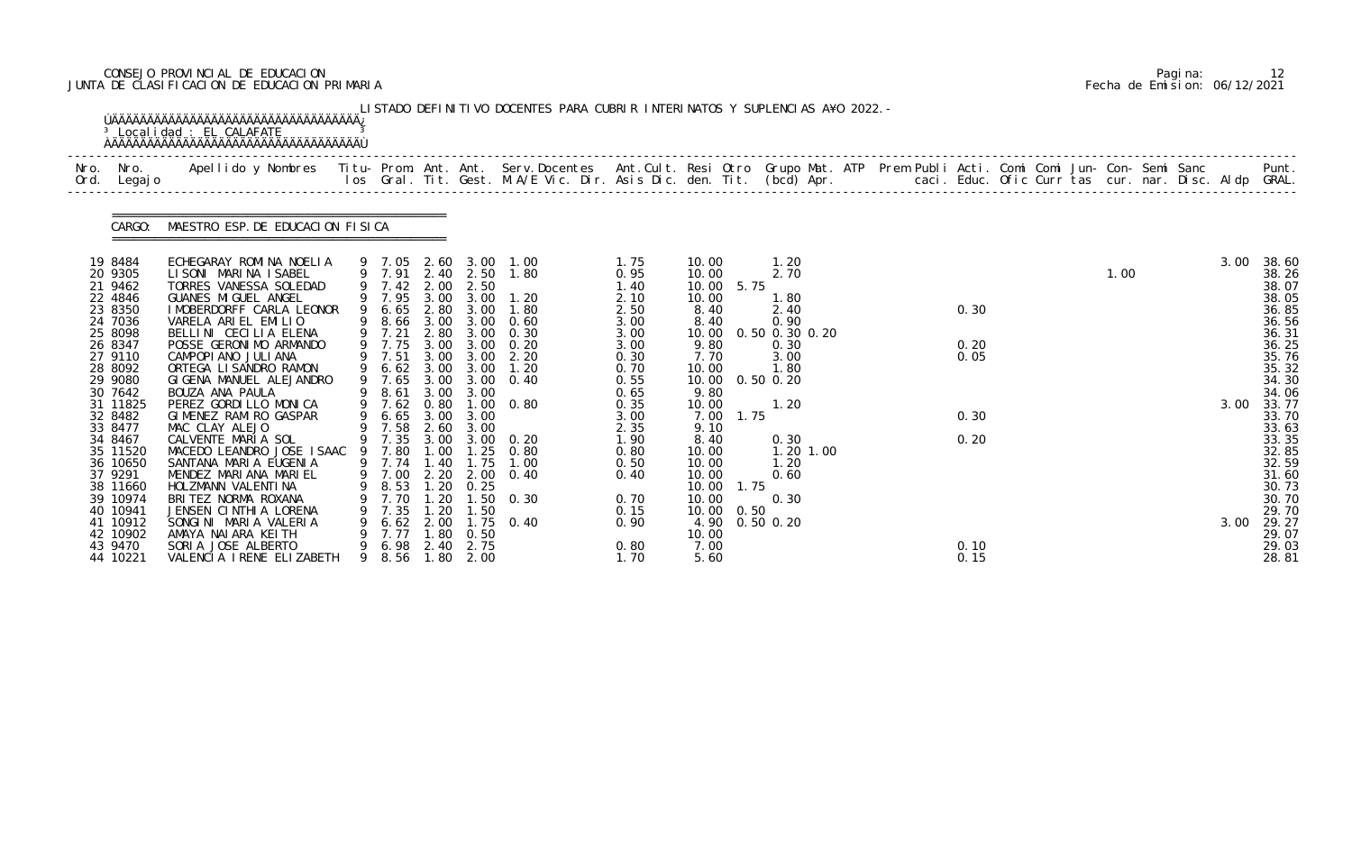CONSEJO PROVINCIAL DE EDUCACION
JUNTA DE CLASIFICACION DE EDUCACION PRIMARIA

Fecha de Emision: 06/12/2021

LISTADO DEFINITIVO DOCENTES PARA CUBRIR INTERINATOS Y SUPLENCIAS A¥O 2022.-

Localidad : EL CALAFATE

CARGO: MAESTRO ESP. DE EDUCACION FISICA

| Nro. Ord. | Nro. Legajo | Apellido y Nombres | Titu- los | Prom. Gral. | Ant. Tit. | Ant. Gest. | Serv.Docentes M.A/E Vic. Dir. | Ant.Cult. Asis Dic. | Resi den. | Otro Tit. | Grupo Mat. (bcd) | ATP Apr. | Prem Publi caci. | Acti. Educ. | Comi Ofic | Comi Curr | Jun- tas | Con- cur. | Semi nar. | Sanc Disc. | Aldp | Punt. GRAL. |
|---|---|---|---|---|---|---|---|---|---|---|---|---|---|---|---|---|---|---|---|---|---|---|
| 19 | 8484 | ECHEGARAY ROMINA NOELIA | 9 | 7.05 | 2.60 | 3.00 | 1.00 | 1.75 | 10.00 | | 1.20 | | | | | | | | | | 3.00 | 38.60 |
| 20 | 9305 | LISONI MARINA ISABEL | 9 | 7.91 | 2.40 | 2.50 | 1.80 | 0.95 | 10.00 | | 2.70 | | | | | | | 1.00 | | | | 38.26 |
| 21 | 9462 | TORRES VANESSA SOLEDAD | 9 | 7.42 | 2.00 | 2.50 | | 1.40 | 10.00 | 5.75 | | | | | | | | | | | | 38.07 |
| 22 | 4846 | GUANES MIGUEL ANGEL | 9 | 7.95 | 3.00 | 3.00 | 1.20 | 2.10 | 10.00 | | 1.80 | | | | | | | | | | | 38.05 |
| 23 | 8350 | IMOBERDORFF CARLA LEONOR | 9 | 6.65 | 2.80 | 3.00 | 1.80 | 2.50 | 8.40 | | 2.40 | | | 0.30 | | | | | | | | 36.85 |
| 24 | 7036 | VARELA ARIEL EMILIO | 9 | 8.66 | 3.00 | 3.00 | 0.60 | 3.00 | 8.40 | | 0.90 | | | | | | | | | | | 36.56 |
| 25 | 8098 | BELLINI CECILIA ELENA | 9 | 7.21 | 2.80 | 3.00 | 0.30 | 3.00 | 10.00 | 0.50 | 0.30 | 0.20 | | | | | | | | | | 36.31 |
| 26 | 8347 | POSSE GERONIMO ARMANDO | 9 | 7.75 | 3.00 | 3.00 | 0.20 | 3.00 | 9.80 | | 0.30 | | | 0.20 | | | | | | | | 36.25 |
| 27 | 9110 | CAMPOPIANO JULIANA | 9 | 7.51 | 3.00 | 3.00 | 2.20 | 0.30 | 7.70 | | 3.00 | | | 0.05 | | | | | | | | 35.76 |
| 28 | 8092 | ORTEGA LISANDRO RAMON | 9 | 6.62 | 3.00 | 3.00 | 1.20 | 0.70 | 10.00 | | 1.80 | | | | | | | | | | | 35.32 |
| 29 | 9080 | GIGENA MANUEL ALEJANDRO | 9 | 7.65 | 3.00 | 3.00 | 0.40 | 0.55 | 10.00 | 0.50 | 0.20 | | | | | | | | | | | 34.30 |
| 30 | 7642 | BOUZA ANA PAULA | 9 | 8.61 | 3.00 | 3.00 | | 0.65 | 9.80 | | | | | | | | | | | | | 34.06 |
| 31 | 11825 | PEREZ GORDILLO MONICA | 9 | 7.62 | 0.80 | 1.00 | 0.80 | 0.35 | 10.00 | | 1.20 | | | | | | | | | | 3.00 | 33.77 |
| 32 | 8482 | GIMENEZ RAMIRO GASPAR | 9 | 6.65 | 3.00 | 3.00 | | 3.00 | 7.00 | 1.75 | | | | 0.30 | | | | | | | | 33.70 |
| 33 | 8477 | MAC CLAY ALEJO | 9 | 7.58 | 2.60 | 3.00 | | 2.35 | 9.10 | | | | | | | | | | | | | 33.63 |
| 34 | 8467 | CALVENTE MARIA SOL | 9 | 7.35 | 3.00 | 3.00 | 0.20 | 1.90 | 8.40 | | 0.30 | | | 0.20 | | | | | | | | 33.35 |
| 35 | 11520 | MACEDO LEANDRO JOSE ISAAC | 9 | 7.80 | 1.00 | 1.25 | 0.80 | 0.80 | 10.00 | | 1.20 | 1.00 | | | | | | | | | | 32.85 |
| 36 | 10650 | SANTANA MARIA EUGENIA | 9 | 7.74 | 1.40 | 1.75 | 1.00 | 0.50 | 10.00 | | 1.20 | | | | | | | | | | | 32.59 |
| 37 | 9291 | MENDEZ MARIANA MARIEL | 9 | 7.00 | 2.20 | 2.00 | 0.40 | 0.40 | 10.00 | | 0.60 | | | | | | | | | | | 31.60 |
| 38 | 11660 | HOLZMANN VALENTINA | 9 | 8.53 | 1.20 | 0.25 | | | 10.00 | 1.75 | | | | | | | | | | | | 30.73 |
| 39 | 10974 | BRITEZ NORMA ROXANA | 9 | 7.70 | 1.20 | 1.50 | 0.30 | 0.70 | 10.00 | | 0.30 | | | | | | | | | | | 30.70 |
| 40 | 10941 | JENSEN CINTHIA LORENA | 9 | 7.35 | 1.20 | 1.50 | | 0.15 | 10.00 | 0.50 | | | | | | | | | | | | 29.70 |
| 41 | 10912 | SONGINI MARIA VALERIA | 9 | 6.62 | 2.00 | 1.75 | 0.40 | 0.90 | 4.90 | 0.50 | 0.20 | | | | | | | | | | 3.00 | 29.27 |
| 42 | 10902 | AMAYA NAIARA KEITH | 9 | 7.77 | 1.80 | 0.50 | | | 10.00 | | | | | | | | | | | | | 29.07 |
| 43 | 9470 | SORIA JOSE ALBERTO | 9 | 6.98 | 2.40 | 2.75 | | 0.80 | 7.00 | | | | | 0.10 | | | | | | | | 29.03 |
| 44 | 10221 | VALENCIA IRENE ELIZABETH | 9 | 8.56 | 1.80 | 2.00 | | 1.70 | 5.60 | | | | | 0.15 | | | | | | | | 28.81 |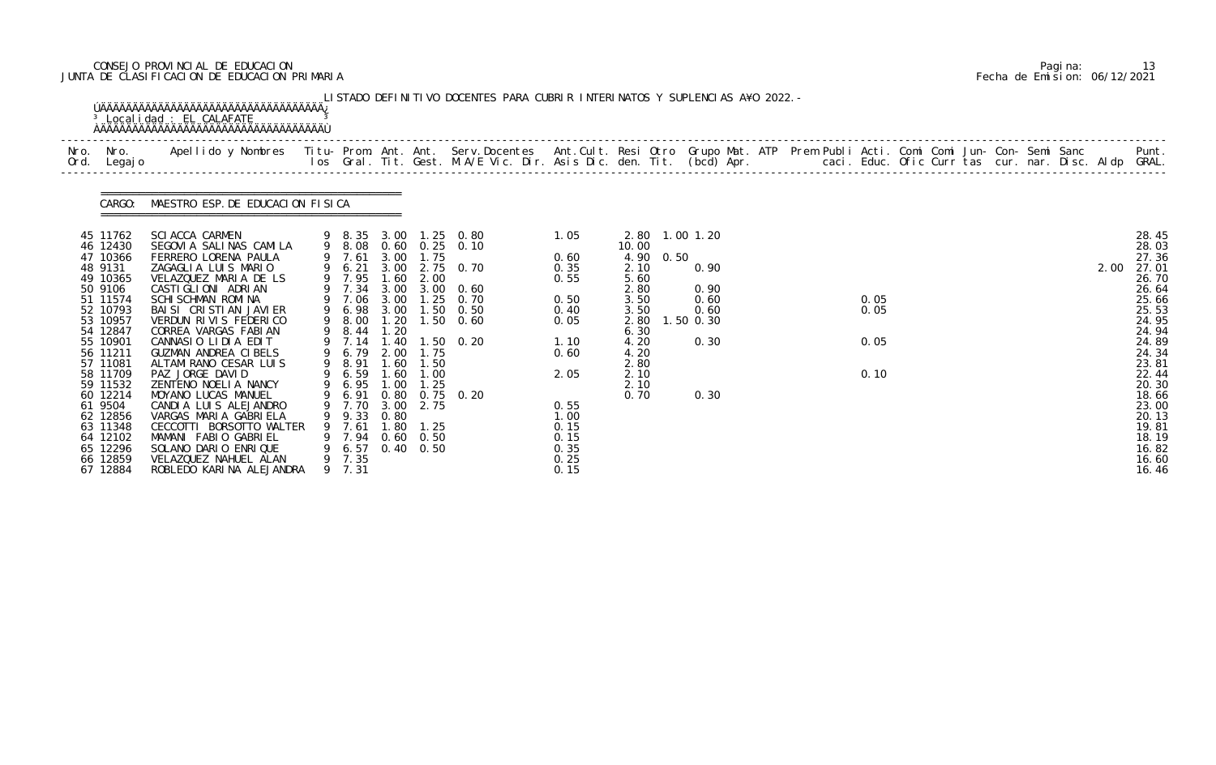CONSEJO PROVINCIAL DE EDUCACION
JUNTA DE CLASIFICACION DE EDUCACION PRIMARIA

LISTADO DEFINITIVO DOCENTES PARA CUBRIR INTERINATOS Y SUPLENCIAS AÑO 2022.-

Localidad : EL CALAFATE

CARGO: MAESTRO ESP. DE EDUCACION FISICA

| Nro. Ord. | Nro. Legajo | Apellido y Nombres | Titu-los | Prom. Gral. | Ant. Tit. | Ant. Gest. | Serv.Docentes M.A/E Vic. Dir. | Ant.Cult. Asis Dic. | Resi den. | Otro Tit. | Grupo Mat. (bcd) | ATP Apr. | Prem caci. | Publi Educ. | Acti. Ofic | Comi Curr | Comi tas | Jun- cur. | Con- nar. | Semi Disc. | Sanc Aldp | Punt. GRAL. |
|---|---|---|---|---|---|---|---|---|---|---|---|---|---|---|---|---|---|---|---|---|---|---|
| 45 | 11762 | SCIACCA CARMEN | 9 | 8.35 | 3.00 | 1.25 | 0.80 | 1.05 | 2.80 | 1.00 | 1.20 | | | | | | | | | | | 28.45 |
| 46 | 12430 | SEGOVIA SALINAS CAMILA | 9 | 8.08 | 0.60 | 0.25 | 0.10 | | 10.00 | | | | | | | | | | | | | 28.03 |
| 47 | 10366 | FERRERO LORENA PAULA | 9 | 7.61 | 3.00 | 1.75 | | 0.60 | 4.90 | 0.50 | | | | | | | | | | | | 27.36 |
| 48 | 9131 | ZAGAGLIA LUIS MARIO | 9 | 6.21 | 3.00 | 2.75 | 0.70 | 0.35 | 2.10 | | 0.90 | | | | | | | | | | 2.00 | 27.01 |
| 49 | 10365 | VELAZQUEZ MARIA DE LS | 9 | 7.95 | 1.60 | 2.00 | | 0.55 | 5.60 | | | | | | | | | | | | | 26.70 |
| 50 | 9106 | CASTIGLIONI ADRIAN | 9 | 7.34 | 3.00 | 3.00 | 0.60 | | 2.80 | | 0.90 | | | | | | | | | | | 26.64 |
| 51 | 11574 | SCHISCHMAN ROMINA | 9 | 7.06 | 3.00 | 1.25 | 0.70 | 0.50 | 3.50 | | 0.60 | | | | 0.05 | | | | | | | 25.66 |
| 52 | 10793 | BAISI CRISTIAN JAVIER | 9 | 6.98 | 3.00 | 1.50 | 0.50 | 0.40 | 3.50 | | 0.60 | | | | 0.05 | | | | | | | 25.53 |
| 53 | 10957 | VERDUN RIVIS FEDERICO | 9 | 8.00 | 1.20 | 1.50 | 0.60 | 0.05 | 2.80 | 1.50 | 0.30 | | | | | | | | | | | 24.95 |
| 54 | 12847 | CORREA VARGAS FABIAN | 9 | 8.44 | 1.20 | | | | 6.30 | | | | | | | | | | | | | 24.94 |
| 55 | 10901 | CANNASIO LIDIA EDIT | 9 | 7.14 | 1.40 | 1.50 | 0.20 | 1.10 | 4.20 | | 0.30 | | | | 0.05 | | | | | | | 24.89 |
| 56 | 11211 | GUZMAN ANDREA CIBELS | 9 | 6.79 | 2.00 | 1.75 | | 0.60 | 4.20 | | | | | | | | | | | | | 24.34 |
| 57 | 11081 | ALTAMIRANO CESAR LUIS | 9 | 8.91 | 1.60 | 1.50 | | | 2.80 | | | | | | | | | | | | | 23.81 |
| 58 | 11709 | PAZ JORGE DAVID | 9 | 6.59 | 1.60 | 1.00 | | 2.05 | 2.10 | | | | | | 0.10 | | | | | | | 22.44 |
| 59 | 11532 | ZENTENO NOELIA NANCY | 9 | 6.95 | 1.00 | 1.25 | | | 2.10 | | | | | | | | | | | | | 20.30 |
| 60 | 12214 | MOYANO LUCAS MANUEL | 9 | 6.91 | 0.80 | 0.75 | 0.20 | | 0.70 | | 0.30 | | | | | | | | | | | 18.66 |
| 61 | 9504 | CANDIA LUIS ALEJANDRO | 9 | 7.70 | 3.00 | 2.75 | | 0.55 | | | | | | | | | | | | | | 23.00 |
| 62 | 12856 | VARGAS MARIA GABRIELA | 9 | 9.33 | 0.80 | | | 1.00 | | | | | | | | | | | | | | 20.13 |
| 63 | 11348 | CECCOTTI BORSOTTO WALTER | 9 | 7.61 | 1.80 | 1.25 | | 0.15 | | | | | | | | | | | | | | 19.81 |
| 64 | 12102 | MAMANI FABIO GABRIEL | 9 | 7.94 | 0.60 | 0.50 | | 0.15 | | | | | | | | | | | | | | 18.19 |
| 65 | 12296 | SOLANO DARIO ENRIQUE | 9 | 6.57 | 0.40 | 0.50 | | 0.35 | | | | | | | | | | | | | | 16.82 |
| 66 | 12859 | VELAZQUEZ NAHUEL ALAN | 9 | 7.35 | | | | 0.25 | | | | | | | | | | | | | | 16.60 |
| 67 | 12884 | ROBLEDO KARINA ALEJANDRA | 9 | 7.31 | | | | 0.15 | | | | | | | | | | | | | | 16.46 |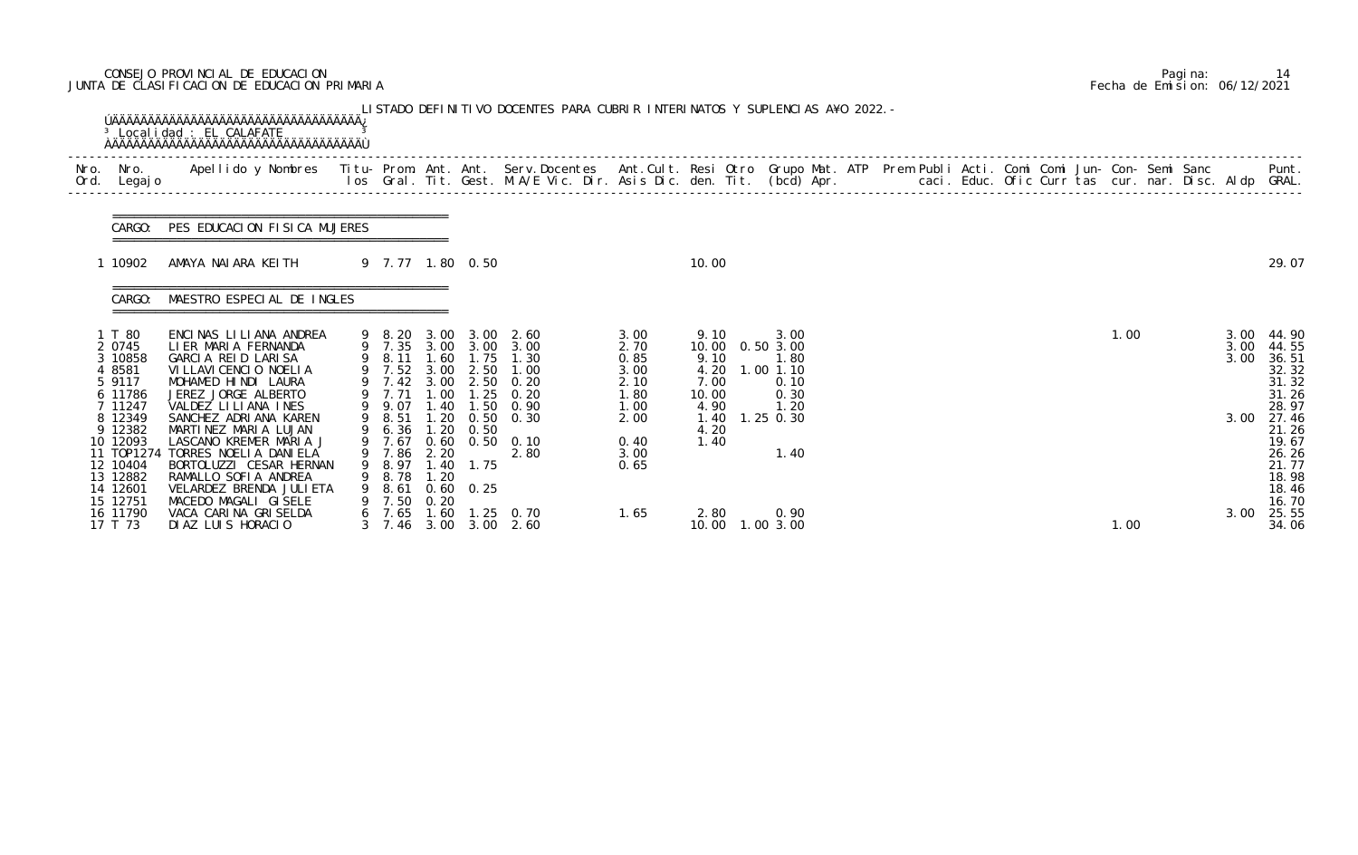CONSEJO PROVINCIAL DE EDUCACION
JUNTA DE CLASIFICACION DE EDUCACION PRIMARIA

Pagina: 14
Fecha de Emision: 06/12/2021

LISTADO DEFINITIVO DOCENTES PARA CUBRIR INTERINATOS Y SUPLENCIAS AÑO 2022.-

Localidad : EL CALAFATE

CARGO: PES EDUCACION FISICA MUJERES

| Nro. Ord. | Nro. Legajo | Apellido y Nombres | Titu- los | Prom. Gral. | Ant. Tit. | Ant. Gest. | Serv. Docentes M.A/E Vic. Dir. | Ant. Cult. Asis Dic. | Resi den. | Otro Tit. | Grupo Mat. (bcd) | ATP Apr. | Prem Publi caci. | Acti. Educ. | Comi Ofic | Comi Curr | Jun- tas | Con- cur. | Semi nar. | Sanc Disc. | Aldp | Punt. GRAL. |
|---|---|---|---|---|---|---|---|---|---|---|---|---|---|---|---|---|---|---|---|---|---|---|
| 1 | 10902 | AMAYA NAIARA KEITH | 9 | 7.77 | 1.80 | 0.50 | | | 10.00 | | | | | | | | | | | | | 29.07 |

CARGO: MAESTRO ESPECIAL DE INGLES

| Nro. Ord. | Nro. Legajo | Apellido y Nombres | Titu- los | Prom. Gral. | Ant. Tit. | Ant. Gest. | Serv. Docentes M.A/E Vic. Dir. | Ant. Cult. Asis Dic. | Resi den. | Otro Tit. | Grupo Mat. (bcd) | ATP Apr. | Prem Publi caci. | Acti. Educ. | Comi Ofic | Comi Curr | Jun- tas | Con- cur. | Semi nar. | Sanc Disc. | Aldp | Punt. GRAL. |
|---|---|---|---|---|---|---|---|---|---|---|---|---|---|---|---|---|---|---|---|---|---|---|
| 1 | T 80 | ENCINAS LILIANA ANDREA | 9 | 8.20 | 3.00 | 3.00 | 2.60 | 3.00 | 9.10 | | 3.00 | | | | | | 1.00 | | | | 3.00 | 44.90 |
| 2 | 0745 | LIER MARIA FERNANDA | 9 | 7.35 | 3.00 | 3.00 | 3.00 | 2.70 | 10.00 | 0.50 | 3.00 | | | | | | | | | | 3.00 | 44.55 |
| 3 | 10858 | GARCIA REID LARISA | 9 | 8.11 | 1.60 | 1.75 | 1.30 | 0.85 | 9.10 | | 1.80 | | | | | | | | | | 3.00 | 36.51 |
| 4 | 8581 | VILLAVICENCIO NOELIA | 9 | 7.52 | 3.00 | 2.50 | 1.00 | 3.00 | 4.20 | 1.00 | 1.10 | | | | | | | | | | | 32.32 |
| 5 | 9117 | MOHAMED HINDI LAURA | 9 | 7.42 | 3.00 | 2.50 | 0.20 | 2.10 | 7.00 | | 0.10 | | | | | | | | | | | 31.32 |
| 6 | 11786 | JEREZ JORGE ALBERTO | 9 | 7.71 | 1.00 | 1.25 | 0.20 | 1.80 | 10.00 | | 0.30 | | | | | | | | | | | 31.26 |
| 7 | 11247 | VALDEZ LILIANA INES | 9 | 9.07 | 1.40 | 1.50 | 0.90 | 1.00 | 4.90 | | 1.20 | | | | | | | | | | | 28.97 |
| 8 | 12349 | SANCHEZ ADRIANA KAREN | 9 | 8.51 | 1.20 | 0.50 | 0.30 | 2.00 | 1.40 | 1.25 | 0.30 | | | | | | | | | | 3.00 | 27.46 |
| 9 | 12382 | MARTINEZ MARIA LUJAN | 9 | 6.36 | 1.20 | 0.50 | | | 4.20 | | | | | | | | | | | | | 21.26 |
| 10 | 12093 | LASCANO KREMER MARIA J | 9 | 7.67 | 0.60 | 0.50 | 0.10 | 0.40 | 1.40 | | | | | | | | | | | | | 19.67 |
| 11 | TOP1274 | TORRES NOELIA DANIELA | 9 | 7.86 | 2.20 | | 2.80 | 3.00 | | | 1.40 | | | | | | | | | | | 26.26 |
| 12 | 10404 | BORTOLUZZI CESAR HERNAN | 9 | 8.97 | 1.40 | 1.75 | | 0.65 | | | | | | | | | | | | | | 21.77 |
| 13 | 12882 | RAMALLO SOFIA ANDREA | 9 | 8.78 | 1.20 | | | | | | | | | | | | | | | | | 18.98 |
| 14 | 12601 | VELARDEZ BRENDA JULIETA | 9 | 8.61 | 0.60 | 0.25 | | | | | | | | | | | | | | | | 18.46 |
| 15 | 12751 | MACEDO MAGALI GISELE | 9 | 7.50 | 0.20 | | | | | | | | | | | | | | | | | 16.70 |
| 16 | 11790 | VACA CARINA GRISELDA | 6 | 7.65 | 1.60 | 1.25 | 0.70 | 1.65 | 2.80 | | 0.90 | | | | | | | | | | 3.00 | 25.55 |
| 17 | T 73 | DIAZ LUIS HORACIO | 3 | 7.46 | 3.00 | 3.00 | 2.60 | | 10.00 | 1.00 | 3.00 | | | | | | 1.00 | | | | | 34.06 |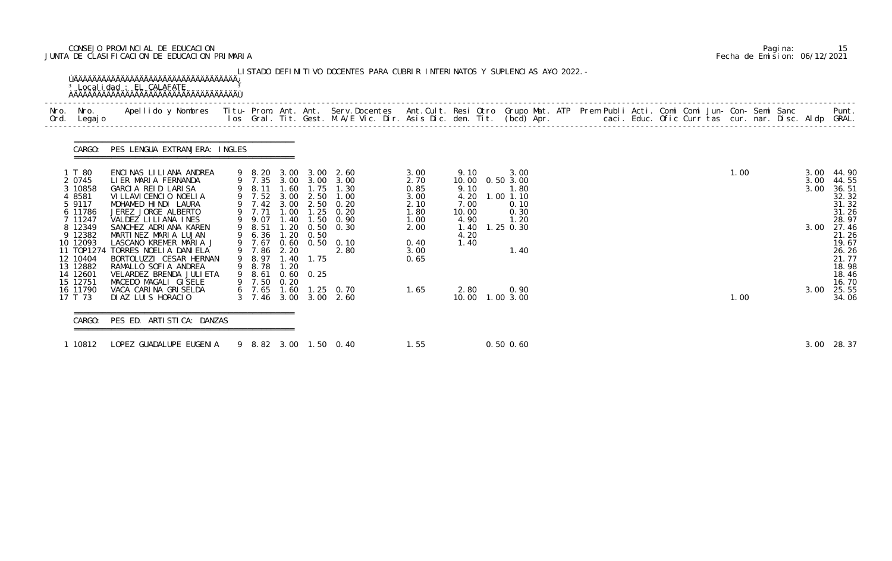CONSEJO PROVINCIAL DE EDUCACION
JUNTA DE CLASIFICACION DE EDUCACION PRIMARIA

Pagina: 15
Fecha de Emision: 06/12/2021

LISTADO DEFINITIVO DOCENTES PARA CUBRIR INTERINATOS Y SUPLENCIAS A¥O 2022.-

Localidad : EL CALAFATE

CARGO: PES LENGUA EXTRANJERA: INGLES

| Nro. Ord. | Nro. Legajo | Apellido y Nombres | Titu- los | Prom. Gral. | Ant. Tit. | Ant. Gest. | Serv.Docentes M.A/E Vic. Dir. | Ant.Cult. Asis Dic. | Resi den. | Otro Tit. | Grupo Mat. (bcd) | ATP Apr. | Prem Publi caci. | Acti. Educ. | Comi Ofic | Comi Curr | Jun- tas | Con- cur. | Semi nar. | Sanc Disc. | Aldp | Punt. GRAL. |
|---|---|---|---|---|---|---|---|---|---|---|---|---|---|---|---|---|---|---|---|---|---|---|
| 1 | T 80 | ENCINAS LILIANA ANDREA | 9 | 8.20 | 3.00 | 3.00 | 2.60 | 3.00 | 9.10 | | 3.00 | | | | | | 1.00 | | | | 3.00 | 44.90 |
| 2 | 0745 | LIER MARIA FERNANDA | 9 | 7.35 | 3.00 | 3.00 | 3.00 | 2.70 | 10.00 | 0.50 | 3.00 | | | | | | | | | | 3.00 | 44.55 |
| 3 | 10858 | GARCIA REID LARISA | 9 | 8.11 | 1.60 | 1.75 | 1.30 | 0.85 | 9.10 | | 1.80 | | | | | | | | | | 3.00 | 36.51 |
| 4 | 8581 | VILLAVICENCIO NOELIA | 9 | 7.52 | 3.00 | 2.50 | 1.00 | 3.00 | 4.20 | 1.00 | 1.10 | | | | | | | | | | | 32.32 |
| 5 | 9117 | MOHAMED HINDI LAURA | 9 | 7.42 | 3.00 | 2.50 | 0.20 | 2.10 | 7.00 | | 0.10 | | | | | | | | | | | 31.32 |
| 6 | 11786 | JEREZ JORGE ALBERTO | 9 | 7.71 | 1.00 | 1.25 | 0.20 | 1.80 | 10.00 | | 0.30 | | | | | | | | | | | 31.26 |
| 7 | 11247 | VALDEZ LILIANA INES | 9 | 9.07 | 1.40 | 1.50 | 0.90 | 1.00 | 4.90 | | 1.20 | | | | | | | | | | | 28.97 |
| 8 | 12349 | SANCHEZ ADRIANA KAREN | 9 | 8.51 | 1.20 | 0.50 | 0.30 | 2.00 | 1.40 | 1.25 | 0.30 | | | | | | | | | | 3.00 | 27.46 |
| 9 | 12382 | MARTINEZ MARIA LUJAN | 9 | 6.36 | 1.20 | 0.50 | | | 4.20 | | | | | | | | | | | | | 21.26 |
| 10 | 12093 | LASCANO KREMER MARIA J | 9 | 7.67 | 0.60 | 0.50 | 0.10 | 0.40 | 1.40 | | | | | | | | | | | | | 19.67 |
| 11 | TOP1274 | TORRES NOELIA DANIELA | 9 | 7.86 | 2.20 | | 2.80 | 3.00 | | | 1.40 | | | | | | | | | | | 26.26 |
| 12 | 10404 | BORTOLUZZI CESAR HERNAN | 9 | 8.97 | 1.40 | 1.75 | | 0.65 | | | | | | | | | | | | | | 21.77 |
| 13 | 12882 | RAMALLO SOFIA ANDREA | 9 | 8.78 | 1.20 | | | | | | | | | | | | | | | | | 18.98 |
| 14 | 12601 | VELARDEZ BRENDA JULIETA | 9 | 8.61 | 0.60 | 0.25 | | | | | | | | | | | | | | | | 18.46 |
| 15 | 12751 | MACEDO MAGALI GISELE | 9 | 7.50 | 0.20 | | | | | | | | | | | | | | | | | 16.70 |
| 16 | 11790 | VACA CARINA GRISELDA | 6 | 7.65 | 1.60 | 1.25 | 0.70 | 1.65 | 2.80 | | 0.90 | | | | | | | | | | 3.00 | 25.55 |
| 17 | T 73 | DIAZ LUIS HORACIO | 3 | 7.46 | 3.00 | 3.00 | 2.60 | | 10.00 | 1.00 | 3.00 | | | | | | 1.00 | | | | | 34.06 |

CARGO: PES ED. ARTISTICA: DANZAS

| Nro. Ord. | Nro. Legajo | Apellido y Nombres | Titu- los | Prom. Gral. | Ant. Tit. | Ant. Gest. | Serv.Docentes M.A/E Vic. Dir. | Ant.Cult. Asis Dic. | Resi den. | Otro Tit. | Grupo Mat. (bcd) | ATP Apr. | Prem Publi caci. | Acti. Educ. | Comi Ofic | Comi Curr | Jun- tas | Con- cur. | Semi nar. | Sanc Disc. | Aldp | Punt. GRAL. |
|---|---|---|---|---|---|---|---|---|---|---|---|---|---|---|---|---|---|---|---|---|---|---|
| 1 | 10812 | LOPEZ GUADALUPE EUGENIA | 9 | 8.82 | 3.00 | 1.50 | 0.40 | 1.55 | | 0.50 | 0.60 | | | | | | | | | | 3.00 | 28.37 |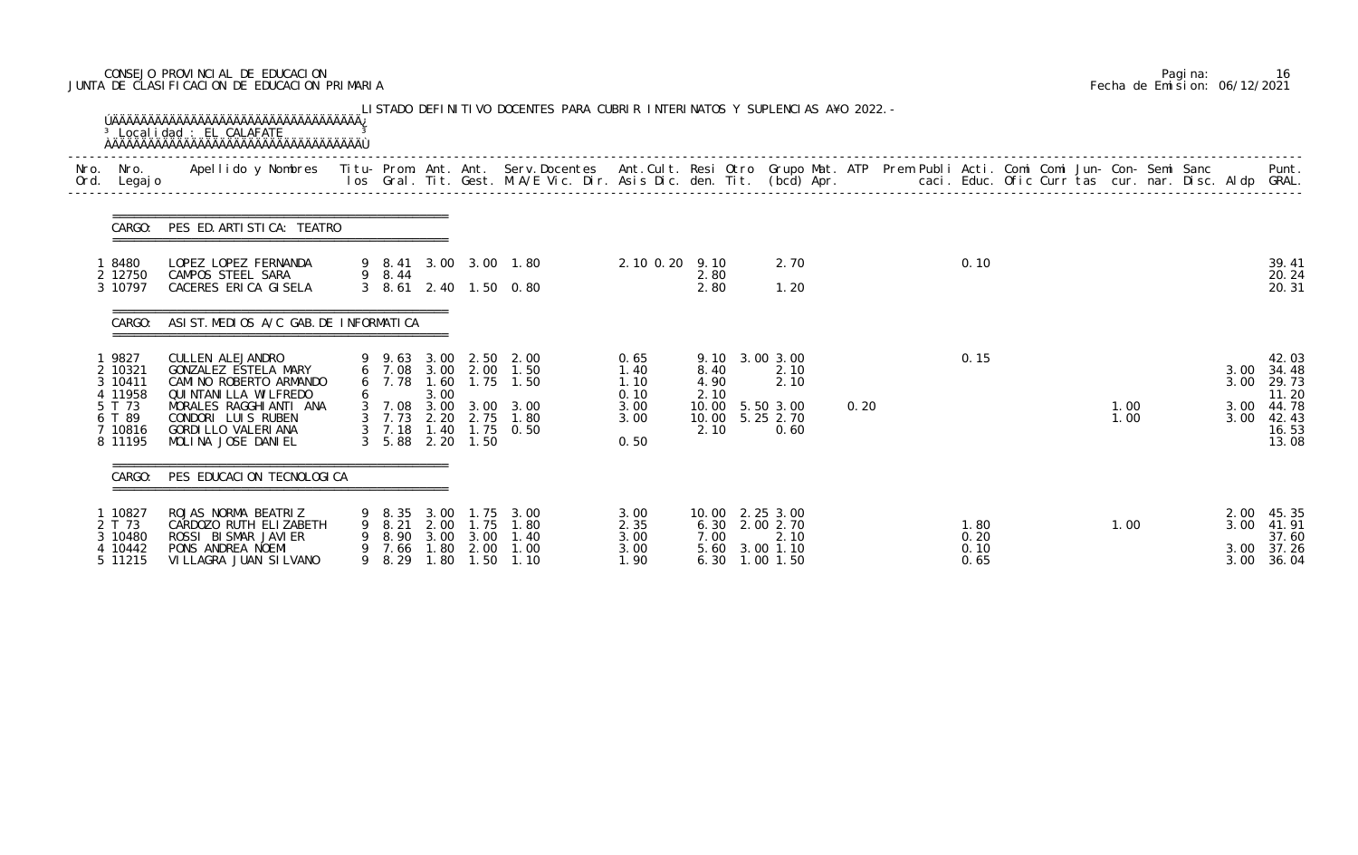CONSEJO PROVINCIAL DE EDUCACION
JUNTA DE CLASIFICACION DE EDUCACION PRIMARIA

Pagina: 16
Fecha de Emision: 06/12/2021

LISTADO DEFINITIVO DOCENTES PARA CUBRIR INTERINATOS Y SUPLENCIAS AÑO 2022.-

Localidad : EL CALAFATE

| Nro. Ord. | Nro. Legajo | Apellido y Nombres | Titu- los | Prom. Gral. | Ant. Tit. | Ant. Gest. | Serv.Docentes M.A/E Vic. Dir. | Ant.Cult. Asis Dic. | Resi den. | Otro Tit. | Grupo Mat. (bcd) | ATP Apr. | Prem Publi caci. | Acti. Educ. | Comi Ofic | Comi Curr | Jun- tas | Con- cur. | Semi nar. | Sanc Disc. | Aldp | Punt. GRAL. |
|---|---|---|---|---|---|---|---|---|---|---|---|---|---|---|---|---|---|---|---|---|---|---|
| **CARGO: PES ED. ARTISTICA: TEATRO** | | | | | | | | | | | | | | | | | | | | | | |
| 1 | 8480 | LOPEZ LOPEZ FERNANDA | 9 | 8.41 | 3.00 | 3.00 | 1.80 | 2.10 0.20 | 9.10 | | 2.70 | | | 0.10 | | | | | | | | 39.41 |
| 2 | 12750 | CAMPOS STEEL SARA | 9 | 8.44 | | | | | 2.80 | | | | | | | | | | | | | 20.24 |
| 3 | 10797 | CACERES ERICA GISELA | 3 | 8.61 | 2.40 | 1.50 | 0.80 | | 2.80 | | 1.20 | | | | | | | | | | | 20.31 |
| **CARGO: ASIST.MEDIOS A/C GAB.DE INFORMATICA** | | | | | | | | | | | | | | | | | | | | | | |
| 1 | 9827 | CULLEN ALEJANDRO | 9 | 9.63 | 3.00 | 2.50 | 2.00 | 0.65 | 9.10 | 3.00 | 3.00 | | | 0.15 | | | | | | | | 42.03 |
| 2 | 10321 | GONZALEZ ESTELA MARY | 6 | 7.08 | 3.00 | 2.00 | 1.50 | 1.40 | 8.40 | | 2.10 | | | | | | | | | | 3.00 | 34.48 |
| 3 | 10411 | CAMINO ROBERTO ARMANDO | 6 | 7.78 | 1.60 | 1.75 | 1.50 | 1.10 | 4.90 | | 2.10 | | | | | | | | | | 3.00 | 29.73 |
| 4 | 11958 | QUINTANILLA WILFREDO | 6 | | 3.00 | | | 0.10 | 2.10 | | | | | | | | | | | | | 11.20 |
| 5 | T 73 | MORALES RAGGHIANTI ANA | 3 | 7.08 | 3.00 | 3.00 | 3.00 | 3.00 | 10.00 | 5.50 | 3.00 | 0.20 | | | | | | 1.00 | | | 3.00 | 44.78 |
| 6 | T 89 | CONDORI LUIS RUBEN | 3 | 7.73 | 2.20 | 2.75 | 1.80 | 3.00 | 10.00 | 5.25 | 2.70 | | | | | | | 1.00 | | | 3.00 | 42.43 |
| 7 | 10816 | GORDILLO VALERIANA | 3 | 7.18 | 1.40 | 1.75 | 0.50 | | 2.10 | | 0.60 | | | | | | | | | | | 16.53 |
| 8 | 11195 | MOLINA JOSE DANIEL | 3 | 5.88 | 2.20 | 1.50 | | 0.50 | | | | | | | | | | | | | | 13.08 |
| **CARGO: PES EDUCACION TECNOLOGICA** | | | | | | | | | | | | | | | | | | | | | | |
| 1 | 10827 | ROJAS NORMA BEATRIZ | 9 | 8.35 | 3.00 | 1.75 | 3.00 | 3.00 | 10.00 | 2.25 | 3.00 | | | | | | | | | | 2.00 | 45.35 |
| 2 | T 73 | CARDOZO RUTH ELIZABETH | 9 | 8.21 | 2.00 | 1.75 | 1.80 | 2.35 | 6.30 | 2.00 | 2.70 | | | 1.80 | | | | 1.00 | | | 3.00 | 41.91 |
| 3 | 10480 | ROSSI BISMAR JAVIER | 9 | 8.90 | 3.00 | 3.00 | 1.40 | 3.00 | 7.00 | | 2.10 | | | 0.20 | | | | | | | | 37.60 |
| 4 | 10442 | PONS ANDREA NOEMI | 9 | 7.66 | 1.80 | 2.00 | 1.00 | 3.00 | 5.60 | 3.00 | 1.10 | | | 0.10 | | | | | | | 3.00 | 37.26 |
| 5 | 11215 | VILLAGRA JUAN SILVANO | 9 | 8.29 | 1.80 | 1.50 | 1.10 | 1.90 | 6.30 | 1.00 | 1.50 | | | 0.65 | | | | | | | 3.00 | 36.04 |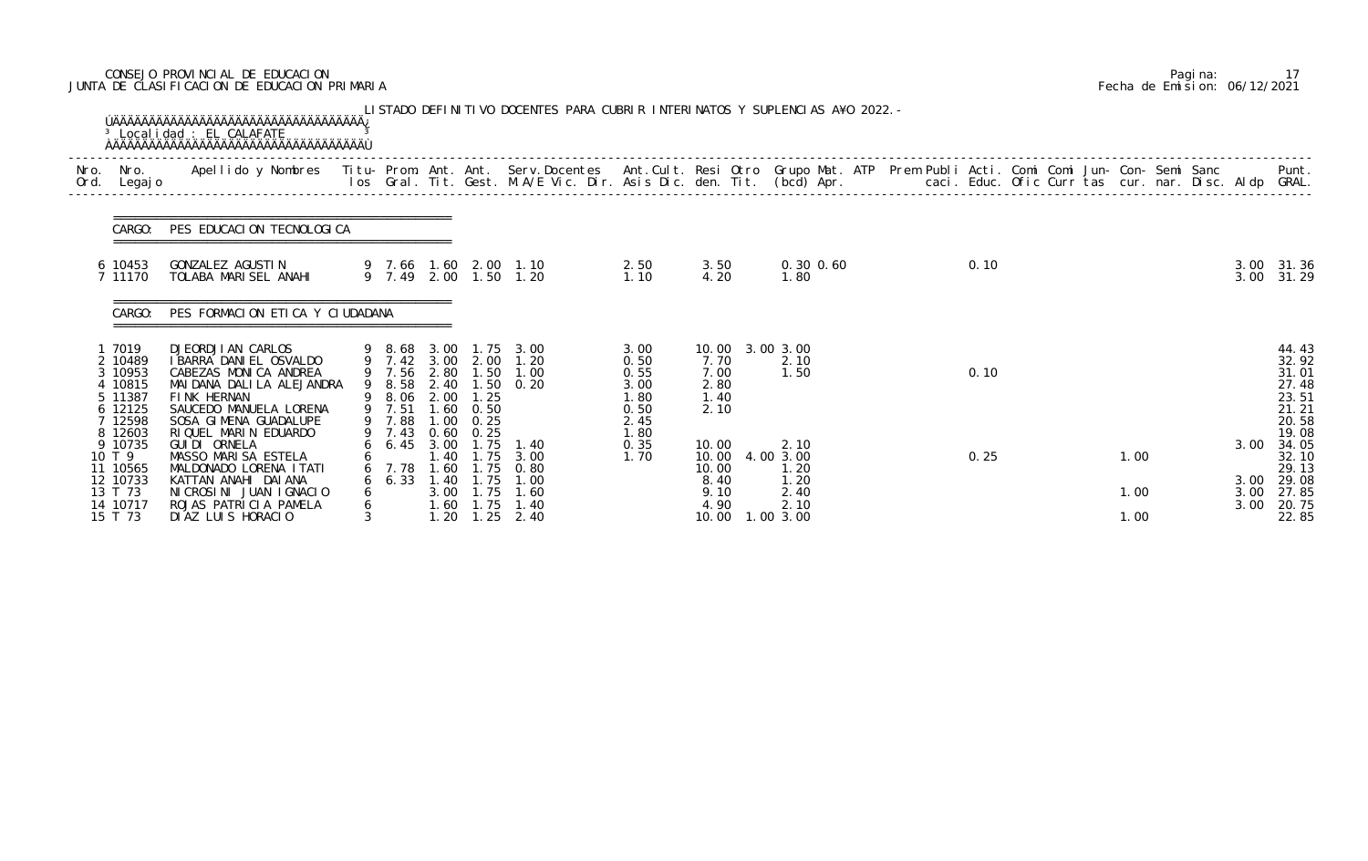CONSEJO PROVINCIAL DE EDUCACION
JUNTA DE CLASIFICACION DE EDUCACION PRIMARIA

Pagina: 17
Fecha de Emision: 06/12/2021

LISTADO DEFINITIVO DOCENTES PARA CUBRIR INTERINATOS Y SUPLENCIAS A¥O 2022.-

Localidad : EL CALAFATE

**CARGO: PES EDUCACION TECNOLOGICA**

| Nro. Ord. | Nro. Legajo | Apellido y Nombres | Titu-los | Prom. Gral. | Ant. Tit. | Ant. Gest. | Serv. Docentes M.A/E Vic. Dir. | Ant.Cult. Asis Dic. | Resi den. | Otro Tit. | Grupo Mat. (bcd) | ATP Apr. | Prem | Publi caci. | Acti. Educ. | Comi Ofic | Comi Curr | Jun- tas | Con- cur. | Semi nar. | Sanc Disc. | Aldp | Punt. GRAL. |
|---|---|---|---|---|---|---|---|---|---|---|---|---|---|---|---|---|---|---|---|---|---|---|---|
| 6 | 10453 | GONZALEZ AGUSTIN | 9 | 7.66 | 1.60 | 2.00 | 1.10 | 2.50 | 3.50 | | 0.30 | 0.60 | | 0.10 | | | | | | | | 3.00 | 31.36 |
| 7 | 11170 | TOLABA MARISEL ANAHI | 9 | 7.49 | 2.00 | 1.50 | 1.20 | 1.10 | 4.20 | | 1.80 | | | | | | | | | | | 3.00 | 31.29 |

**CARGO: PES FORMACION ETICA Y CIUDADANA**

| Nro. Ord. | Nro. Legajo | Apellido y Nombres | Titu-los | Prom. Gral. | Ant. Tit. | Ant. Gest. | Serv. Docentes M.A/E Vic. Dir. | Ant.Cult. Asis Dic. | Resi den. | Otro Tit. | Grupo Mat. (bcd) | ATP Apr. | Prem | Publi caci. | Acti. Educ. | Comi Ofic | Comi Curr | Jun- tas | Con- cur. | Semi nar. | Sanc Disc. | Aldp | Punt. GRAL. |
|---|---|---|---|---|---|---|---|---|---|---|---|---|---|---|---|---|---|---|---|---|---|---|---|
| 1 | 7019 | DJEORDJIAN CARLOS | 9 | 8.68 | 3.00 | 1.75 | 3.00 | 3.00 | 10.00 | 3.00 | 3.00 | | | | | | | | | | | | 44.43 |
| 2 | 10489 | IBARRA DANIEL OSVALDO | 9 | 7.42 | 3.00 | 2.00 | 1.20 | 0.50 | 7.70 | | 2.10 | | | | | | | | | | | | 32.92 |
| 3 | 10953 | CABEZAS MONICA ANDREA | 9 | 7.56 | 2.80 | 1.50 | 1.00 | 0.55 | 7.00 | | 1.50 | | | 0.10 | | | | | | | | | 31.01 |
| 4 | 10815 | MAIDANA DALILA ALEJANDRA | 9 | 8.58 | 2.40 | 1.50 | 0.20 | 3.00 | 2.80 | | | | | | | | | | | | | | 27.48 |
| 5 | 11387 | FINK HERNAN | 9 | 8.06 | 2.00 | 1.25 | | 1.80 | 1.40 | | | | | | | | | | | | | | 23.51 |
| 6 | 12125 | SAUCEDO MANUELA LORENA | 9 | 7.51 | 1.60 | 0.50 | | 0.50 | 2.10 | | | | | | | | | | | | | | 21.21 |
| 7 | 12598 | SOSA GIMENA GUADALUPE | 9 | 7.88 | 1.00 | 0.25 | | 2.45 | | | | | | | | | | | | | | | 20.58 |
| 8 | 12603 | RIQUEL MARIN EDUARDO | 9 | 7.43 | 0.60 | 0.25 | | 1.80 | | | | | | | | | | | | | | | 19.08 |
| 9 | 10735 | GUIDI ORNELA | 6 | 6.45 | 3.00 | 1.75 | 1.40 | 0.35 | 10.00 | | 2.10 | | | | | | | | | | | 3.00 | 34.05 |
| 10 | T 9 | MASSO MARISA ESTELA | 6 | | 1.40 | 1.75 | 3.00 | 1.70 | 10.00 | 4.00 | 3.00 | | | 0.25 | | | | | 1.00 | | | | 32.10 |
| 11 | 10565 | MALDONADO LORENA ITATI | 6 | 7.78 | 1.60 | 1.75 | 0.80 | | 10.00 | | 1.20 | | | | | | | | | | | | 29.13 |
| 12 | 10733 | KATTAN ANAHI DAIANA | 6 | 6.33 | 1.40 | 1.75 | 1.00 | | 8.40 | | 1.20 | | | | | | | | | | | 3.00 | 29.08 |
| 13 | T 73 | NICROSINI JUAN IGNACIO | 6 | | 3.00 | 1.75 | 1.60 | | 9.10 | | 2.40 | | | | | | | | 1.00 | | | 3.00 | 27.85 |
| 14 | 10717 | ROJAS PATRICIA PAMELA | 6 | | 1.60 | 1.75 | 1.40 | | 4.90 | | 2.10 | | | | | | | | | | | 3.00 | 20.75 |
| 15 | T 73 | DIAZ LUIS HORACIO | 3 | | 1.20 | 1.25 | 2.40 | | 10.00 | 1.00 | 3.00 | | | | | | | | 1.00 | | | | 22.85 |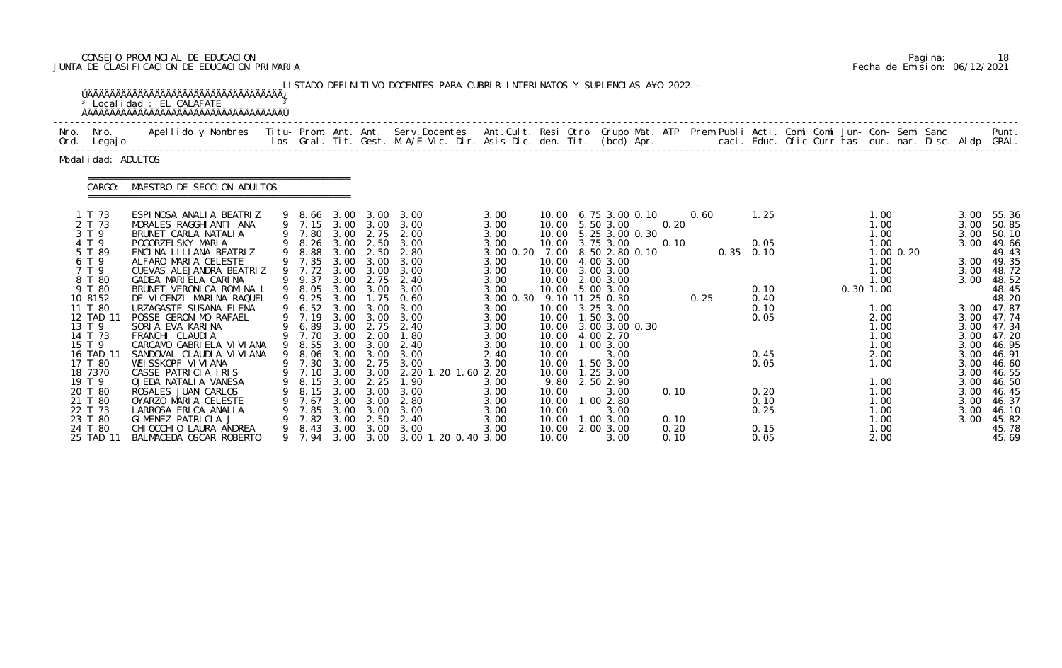CONSEJO PROVINCIAL DE EDUCACION
JUNTA DE CLASIFICACION DE EDUCACION PRIMARIA

Pagina: 18
Fecha de Emision: 06/12/2021

LISTADO DEFINITIVO DOCENTES PARA CUBRIR INTERINATOS Y SUPLENCIAS A¥O 2022.-

Localidad : EL CALAFATE

Modalidad: ADULTOS

CARGO: MAESTRO DE SECCION ADULTOS

| Nro. Ord. | Nro. Legajo | Apellido y Nombres | Titu- los | Prom. Gral. | Ant. Tit. | Ant. Gest. | Serv.Docentes M.A/E Vic. Dir. | Ant.Cult. Asis Dic. | Resi den. | Otro Tit. | Grupo Mat. (bcd) | ATP Apr. | Prem caci. | Publi Educ. | Acti. Ofic | Comi Curr | Comi tas | Jun- cur. | Con- nar. | Semi Disc. | Sanc Aldp | Punt. GRAL. |
|---|---|---|---|---|---|---|---|---|---|---|---|---|---|---|---|---|---|---|---|---|---|---|
| 1 | T 73 | ESPINOSA ANALIA BEATRIZ | 9 | 8.66 | 3.00 | 3.00 | 3.00 | 3.00 | 10.00 | 6.75 | 3.00 0.10 | | 0.60 | 1.25 | | | | 1.00 | | | 3.00 | 55.36 |
| 2 | T 73 | MORALES RAGGHIANTI ANA | 9 | 7.15 | 3.00 | 3.00 | 3.00 | 3.00 | 10.00 | 5.50 | 3.00 | 0.20 | | | | | | 1.00 | | | 3.00 | 50.85 |
| 3 | T 9 | BRUNET CARLA NATALIA | 9 | 7.80 | 3.00 | 2.75 | 2.00 | 3.00 | 10.00 | 5.25 | 3.00 0.30 | | | | | | | 1.00 | | | 3.00 | 50.10 |
| 4 | T 9 | POGORZELSKY MARIA | 9 | 8.26 | 3.00 | 2.50 | 3.00 | 3.00 | 10.00 | 3.75 | 3.00 | 0.10 | | 0.05 | | | | 1.00 | | | 3.00 | 49.66 |
| 5 | T 89 | ENCINA LILIANA BEATRIZ | 9 | 8.88 | 3.00 | 2.50 | 2.80 | 3.00 0.20 | 7.00 | 8.50 | 2.80 0.10 | | 0.35 | 0.10 | | | | 1.00 | 0.20 | | | 49.43 |
| 6 | T 9 | ALFARO MARIA CELESTE | 9 | 7.35 | 3.00 | 3.00 | 3.00 | 3.00 | 10.00 | 4.00 | 3.00 | | | | | | | 1.00 | | | 3.00 | 49.35 |
| 7 | T 9 | CUEVAS ALEJANDRA BEATRIZ | 9 | 7.72 | 3.00 | 3.00 | 3.00 | 3.00 | 10.00 | 3.00 | 3.00 | | | | | | | 1.00 | | | 3.00 | 48.72 |
| 8 | T 80 | GADEA MARIELA CARINA | 9 | 9.37 | 3.00 | 2.75 | 2.40 | 3.00 | 10.00 | 2.00 | 3.00 | | | | | | | 1.00 | | | 3.00 | 48.52 |
| 9 | T 80 | BRUNET VERONICA ROMINA L | 9 | 8.05 | 3.00 | 3.00 | 3.00 | 3.00 | 10.00 | 5.00 | 3.00 | | | 0.10 | | | 0.30 | 1.00 | | | | 48.45 |
| 10 | 8152 | DE VICENZI MARINA RAQUEL | 9 | 9.25 | 3.00 | 1.75 | 0.60 | 3.00 0.30 | 9.10 | 11.25 | 0.30 | | 0.25 | 0.40 | | | | | | | | 48.20 |
| 11 | T 80 | URZAGASTE SUSANA ELENA | 9 | 6.52 | 3.00 | 3.00 | 3.00 | 3.00 | 10.00 | 3.25 | 3.00 | | | 0.10 | | | | 1.00 | | | 3.00 | 47.87 |
| 12 | TAD 11 | POSSE GERONIMO RAFAEL | 9 | 7.19 | 3.00 | 3.00 | 3.00 | 3.00 | 10.00 | 1.50 | 3.00 | | | 0.05 | | | | 2.00 | | | 3.00 | 47.74 |
| 13 | T 9 | SORIA EVA KARINA | 9 | 6.89 | 3.00 | 2.75 | 2.40 | 3.00 | 10.00 | 3.00 | 3.00 0.30 | | | | | | | 1.00 | | | 3.00 | 47.34 |
| 14 | T 73 | FRANCHI CLAUDIA | 9 | 7.70 | 3.00 | 2.00 | 1.80 | 3.00 | 10.00 | 4.00 | 2.70 | | | | | | | 1.00 | | | 3.00 | 47.20 |
| 15 | T 9 | CARCAMO GABRIELA VIVIANA | 9 | 8.55 | 3.00 | 3.00 | 2.40 | 3.00 | 10.00 | 1.00 | 3.00 | | | | | | | 1.00 | | | 3.00 | 46.95 |
| 16 | TAD 11 | SANDOVAL CLAUDIA VIVIANA | 9 | 8.06 | 3.00 | 3.00 | 3.00 | 2.40 | 10.00 | | 3.00 | | | 0.45 | | | | 2.00 | | | 3.00 | 46.91 |
| 17 | T 80 | WEISSKOPF VIVIANA | 9 | 7.30 | 3.00 | 2.75 | 3.00 | 3.00 | 10.00 | 1.50 | 3.00 | | | 0.05 | | | | 1.00 | | | 3.00 | 46.60 |
| 18 | 7370 | CASSE PATRICIA IRIS | 9 | 7.10 | 3.00 | 3.00 | 2.20 1.20 1.60 | 2.20 | 10.00 | 1.25 | 3.00 | | | | | | | | | | 3.00 | 46.55 |
| 19 | T 9 | OJEDA NATALIA VANESA | 9 | 8.15 | 3.00 | 2.25 | 1.90 | 3.00 | 9.80 | 2.50 | 2.90 | | | | | | | 1.00 | | | 3.00 | 46.50 |
| 20 | T 80 | ROSALES JUAN CARLOS | 9 | 8.15 | 3.00 | 3.00 | 3.00 | 3.00 | 10.00 | | 3.00 | 0.10 | | 0.20 | | | | 1.00 | | | 3.00 | 46.45 |
| 21 | T 80 | OYARZO MARIA CELESTE | 9 | 7.67 | 3.00 | 3.00 | 2.80 | 3.00 | 10.00 | 1.00 | 2.80 | | | 0.10 | | | | 1.00 | | | 3.00 | 46.37 |
| 22 | T 73 | LARROSA ERICA ANALIA | 9 | 7.85 | 3.00 | 3.00 | 3.00 | 3.00 | 10.00 | | 3.00 | | | 0.25 | | | | 1.00 | | | 3.00 | 46.10 |
| 23 | T 80 | GIMENEZ PATRICIA J | 9 | 7.82 | 3.00 | 2.50 | 2.40 | 3.00 | 10.00 | 1.00 | 3.00 | 0.10 | | | | | | 1.00 | | | 3.00 | 45.82 |
| 24 | T 80 | CHIOCCHIO LAURA ANDREA | 9 | 8.43 | 3.00 | 3.00 | 3.00 | 3.00 | 10.00 | 2.00 | 3.00 | 0.20 | | 0.15 | | | | 1.00 | | | | 45.78 |
| 25 | TAD 11 | BALMACEDA OSCAR ROBERTO | 9 | 7.94 | 3.00 | 3.00 | 3.00 1.20 0.40 | 3.00 | 10.00 | | 3.00 | 0.10 | | 0.05 | | | | 2.00 | | | | 45.69 |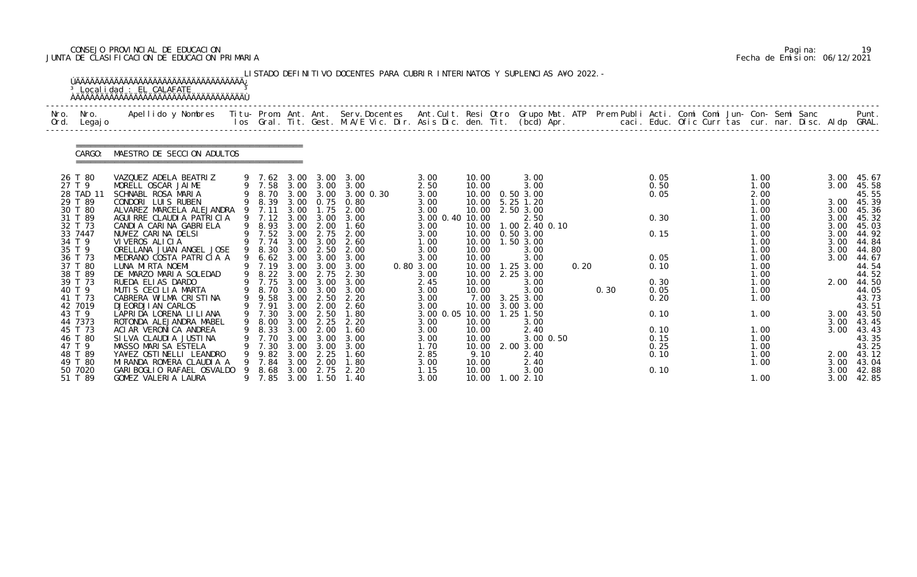CONSEJO PROVINCIAL DE EDUCACION
JUNTA DE CLASIFICACION DE EDUCACION PRIMARIA

Pagina: 19
Fecha de Emision: 06/12/2021

LISTADO DEFINITIVO DOCENTES PARA CUBRIR INTERINATOS Y SUPLENCIAS A¥O 2022.-

Localidad : EL CALAFATE

CARGO: MAESTRO DE SECCION ADULTOS

| Nro. Ord. | Nro. Legajo | Apellido y Nombres | Titu-los | Prom. Gral. | Ant. Tit. | Ant. Gest. | Serv.Docentes M.A/E Vic. Dir. | Ant.Cult. Asis Dic. | Resi den. | Otro Tit. | Grupo Mat. (bcd) | ATP Apr. | Prem caci. | Publi Educ. | Acti. Ofic | Comi Curr | Comi tas | Jun- cur. | Con- nar. | Semi Disc. | Sanc Aldp | Punt. GRAL. |
|---|---|---|---|---|---|---|---|---|---|---|---|---|---|---|---|---|---|---|---|---|---|---|
| 26 | T 80 | VAZQUEZ ADELA BEATRIZ | 9 | 7.62 | 3.00 | 3.00 | 3.00 | 3.00 | 10.00 | | 3.00 | | | | 0.05 | | | 1.00 | | | 3.00 | 45.67 |
| 27 | T 9 | MORELL OSCAR JAIME | 9 | 7.58 | 3.00 | 3.00 | 3.00 | 2.50 | 10.00 | | 3.00 | | | | 0.50 | | | 1.00 | | | 3.00 | 45.58 |
| 28 | TAD 11 | SCHNABL ROSA MARIA | 9 | 8.70 | 3.00 | 3.00 | 3.00 0.30 | 3.00 | 10.00 | 0.50 | 3.00 | | | | 0.05 | | | 2.00 | | | | 45.55 |
| 29 | T 89 | CONDORI LUIS RUBEN | 9 | 8.39 | 3.00 | 0.75 | 0.80 | 3.00 | 10.00 | 5.25 | 1.20 | | | | | | | 1.00 | | | 3.00 | 45.39 |
| 30 | T 80 | ALVAREZ MARCELA ALEJANDRA | 9 | 7.11 | 3.00 | 1.75 | 2.00 | 3.00 | 10.00 | 2.50 | 3.00 | | | | | | | 1.00 | | | 3.00 | 45.36 |
| 31 | T 89 | AGUIRRE CLAUDIA PATRICIA | 9 | 7.12 | 3.00 | 3.00 | 3.00 | 3.00 0.40 | 10.00 | | 2.50 | | | | 0.30 | | | 1.00 | | | 3.00 | 45.32 |
| 32 | T 73 | CANDIA CARINA GABRIELA | 9 | 8.93 | 3.00 | 2.00 | 1.60 | 3.00 | 10.00 | 1.00 | 2.40 0.10 | | | | | | | 1.00 | | | 3.00 | 45.03 |
| 33 | 7447 | NU¥EZ CARINA DELSI | 9 | 7.52 | 3.00 | 2.75 | 2.00 | 3.00 | 10.00 | 0.50 | 3.00 | | | | 0.15 | | | 1.00 | | | 3.00 | 44.92 |
| 34 | T 9 | VIVEROS ALICIA | 9 | 7.74 | 3.00 | 3.00 | 2.60 | 1.00 | 10.00 | 1.50 | 3.00 | | | | | | | 1.00 | | | 3.00 | 44.84 |
| 35 | T 9 | ORELLANA JUAN ANGEL JOSE | 9 | 8.30 | 3.00 | 2.50 | 2.00 | 3.00 | 10.00 | | 3.00 | | | | | | | 1.00 | | | 3.00 | 44.80 |
| 36 | T 73 | MEDRANO COSTA PATRICIA A | 9 | 6.62 | 3.00 | 3.00 | 3.00 | 3.00 | 10.00 | | 3.00 | | | | 0.05 | | | 1.00 | | | 3.00 | 44.67 |
| 37 | T 80 | LUNA MIRTA NOEMI | 9 | 7.19 | 3.00 | 3.00 | 3.00 | 0.80 3.00 | 10.00 | 1.25 | 3.00 | 0.20 | | | 0.10 | | | 1.00 | | | | 44.54 |
| 38 | T 89 | DE MARZO MARIA SOLEDAD | 9 | 8.22 | 3.00 | 2.75 | 2.30 | 3.00 | 10.00 | 2.25 | 3.00 | | | | | | | 1.00 | | | | 44.52 |
| 39 | T 73 | RUEDA ELIAS DARDO | 9 | 7.75 | 3.00 | 3.00 | 3.00 | 2.45 | 10.00 | | 3.00 | | | | 0.30 | | | 1.00 | | | 2.00 | 44.50 |
| 40 | T 9 | MUTIS CECILIA MARTA | 9 | 8.70 | 3.00 | 3.00 | 3.00 | 3.00 | 10.00 | | 3.00 | | 0.30 | | 0.05 | | | 1.00 | | | | 44.05 |
| 41 | T 73 | CABRERA WILMA CRISTINA | 9 | 9.58 | 3.00 | 2.50 | 2.20 | 3.00 | 7.00 | 3.25 | 3.00 | | | | 0.20 | | | 1.00 | | | | 43.73 |
| 42 | 7019 | DJEORDJIAN CARLOS | 9 | 7.91 | 3.00 | 2.00 | 2.60 | 3.00 | 10.00 | 3.00 | 3.00 | | | | | | | | | | | 43.51 |
| 43 | T 9 | LAPRIDA LORENA LILIANA | 9 | 7.30 | 3.00 | 2.50 | 1.80 | 3.00 0.05 | 10.00 | 1.25 | 1.50 | | | | 0.10 | | | 1.00 | | | 3.00 | 43.50 |
| 44 | 7373 | ROTONDA ALEJANDRA MABEL | 9 | 8.00 | 3.00 | 2.25 | 2.20 | 3.00 | 10.00 | | 3.00 | | | | | | | | | | 3.00 | 43.45 |
| 45 | T 73 | ACIAR VERONICA ANDREA | 9 | 8.33 | 3.00 | 2.00 | 1.60 | 3.00 | 10.00 | | 2.40 | | | | 0.10 | | | 1.00 | | | 3.00 | 43.43 |
| 46 | T 80 | SILVA CLAUDIA JUSTINA | 9 | 7.70 | 3.00 | 3.00 | 3.00 | 3.00 | 10.00 | | 3.00 0.50 | | | | 0.15 | | | 1.00 | | | | 43.35 |
| 47 | T 9 | MASSO MARISA ESTELA | 9 | 7.30 | 3.00 | 3.00 | 3.00 | 1.70 | 10.00 | 2.00 | 3.00 | | | | 0.25 | | | 1.00 | | | | 43.25 |
| 48 | T 89 | YA¥EZ OSTINELLI LEANDRO | 9 | 9.82 | 3.00 | 2.25 | 1.60 | 2.85 | 9.10 | | 2.40 | | | | 0.10 | | | 1.00 | | | 2.00 | 43.12 |
| 49 | T 80 | MIRANDA ROMERA CLAUDIA A | 9 | 7.84 | 3.00 | 2.00 | 1.80 | 3.00 | 10.00 | | 2.40 | | | | | | | 1.00 | | | 3.00 | 43.04 |
| 50 | 7020 | GARIBOGLIO RAFAEL OSVALDO | 9 | 8.68 | 3.00 | 2.75 | 2.20 | 1.15 | 10.00 | | 3.00 | | | | 0.10 | | | | | | 3.00 | 42.88 |
| 51 | T 89 | GOMEZ VALERIA LAURA | 9 | 7.85 | 3.00 | 1.50 | 1.40 | 3.00 | 10.00 | 1.00 | 2.10 | | | | | | | 1.00 | | | 3.00 | 42.85 |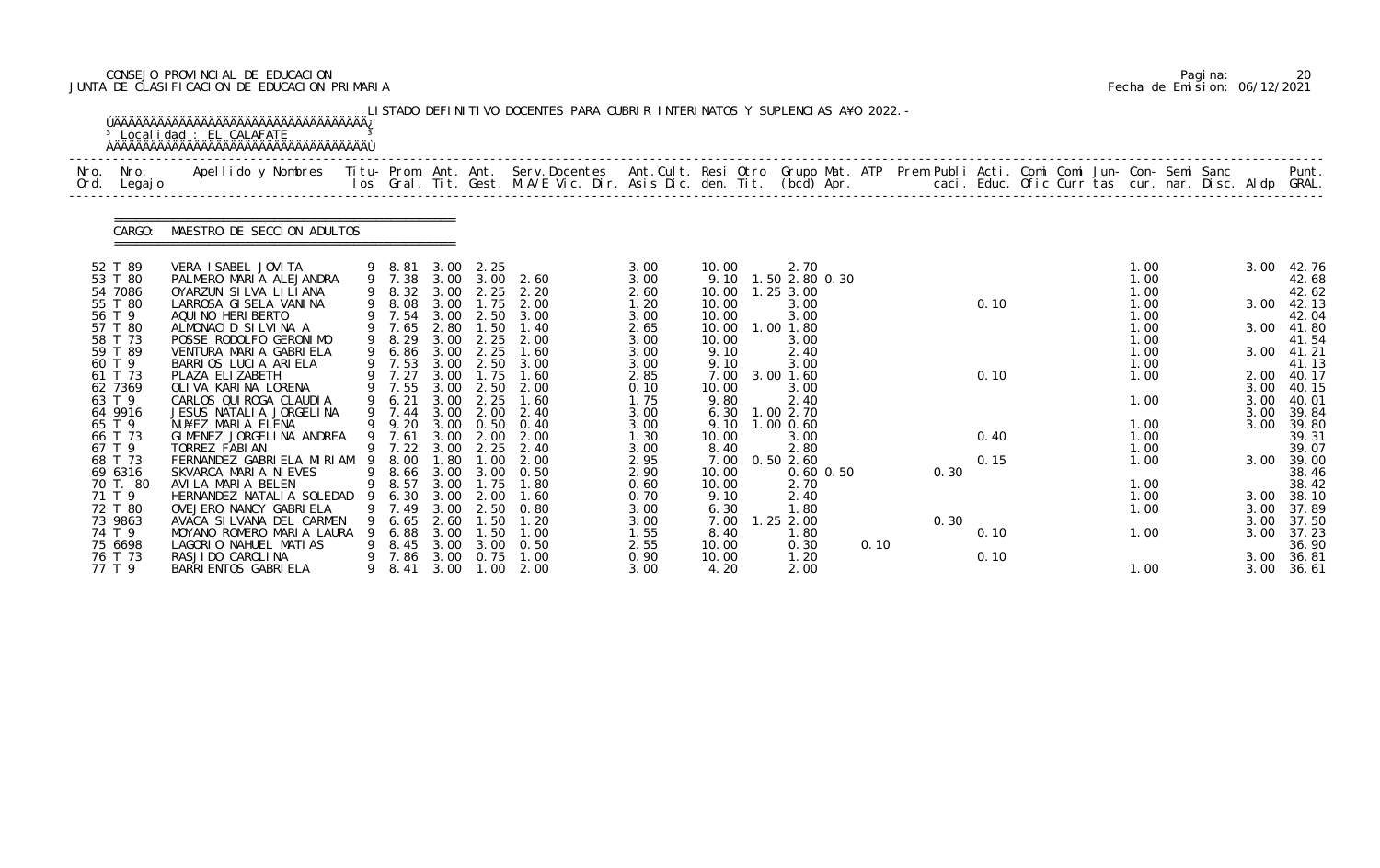CONSEJO PROVINCIAL DE EDUCACION
JUNTA DE CLASIFICACION DE EDUCACION PRIMARIA

Pagina: 20
Fecha de Emision: 06/12/2021

LISTADO DEFINITIVO DOCENTES PARA CUBRIR INTERINATOS Y SUPLENCIAS A¥O 2022.-

Localidad : EL CALAFATE

CARGO: MAESTRO DE SECCION ADULTOS

| Nro. Ord. | Nro. Legajo | Apellido y Nombres | Titu-los | Prom. Gral. | Ant. Tit. | Ant. Gest. | Serv.Docentes M.A/E Vic. Dir. | Ant.Cult. Asis Dic. | Resi den. | Otro Tit. | Grupo Mat. (bcd) | ATP Apr. | Prem Publi caci. | Acti. Educ. | Comi Ofic | Comi Curr | Jun-tas | Con-cur. | Semi nar. | Sanc Disc. | Aldp | Punt. GRAL. |
|---|---|---|---|---|---|---|---|---|---|---|---|---|---|---|---|---|---|---|---|---|---|---|
| 52 | T 89 | VERA ISABEL JOVITA | 9 | 8.81 | 3.00 | 2.25 | | 3.00 | 10.00 | | 2.70 | | | | | | | 1.00 | | | 3.00 | 42.76 |
| 53 | T 80 | PALMERO MARIA ALEJANDRA | 9 | 7.38 | 3.00 | 3.00 | 2.60 | 3.00 | 9.10 | 1.50 | 2.80 0.30 | | | | | | | 1.00 | | | | 42.68 |
| 54 | 7086 | OYARZUN SILVA LILIANA | 9 | 8.32 | 3.00 | 2.25 | 2.20 | 2.60 | 10.00 | 1.25 | 3.00 | | | | | | | 1.00 | | | | 42.62 |
| 55 | T 80 | LARROSA GISELA VANINA | 9 | 8.08 | 3.00 | 1.75 | 2.00 | 1.20 | 10.00 | | 3.00 | | | 0.10 | | | | 1.00 | | | 3.00 | 42.13 |
| 56 | T 9 | AQUINO HERIBERTO | 9 | 7.54 | 3.00 | 2.50 | 3.00 | 3.00 | 10.00 | | 3.00 | | | | | | | 1.00 | | | | 42.04 |
| 57 | T 80 | ALMONACID SILVINA A | 9 | 7.65 | 2.80 | 1.50 | 1.40 | 2.65 | 10.00 | 1.00 | 1.80 | | | | | | | 1.00 | | | 3.00 | 41.80 |
| 58 | T 73 | POSSE RODOLFO GERONIMO | 9 | 8.29 | 3.00 | 2.25 | 2.00 | 3.00 | 10.00 | | 3.00 | | | | | | | 1.00 | | | | 41.54 |
| 59 | T 89 | VENTURA MARIA GABRIELA | 9 | 6.86 | 3.00 | 2.25 | 1.60 | 3.00 | 9.10 | | 2.40 | | | | | | | 1.00 | | | 3.00 | 41.21 |
| 60 | T 9 | BARRIOS LUCIA ARIELA | 9 | 7.53 | 3.00 | 2.50 | 3.00 | 3.00 | 9.10 | | 3.00 | | | | | | | 1.00 | | | | 41.13 |
| 61 | T 73 | PLAZA ELIZABETH | 9 | 7.27 | 3.00 | 1.75 | 1.60 | 2.85 | 7.00 | 3.00 | 1.60 | | | 0.10 | | | | 1.00 | | | 2.00 | 40.17 |
| 62 | 7369 | OLIVA KARINA LORENA | 9 | 7.55 | 3.00 | 2.50 | 2.00 | 0.10 | 10.00 | | 3.00 | | | | | | | | | | 3.00 | 40.15 |
| 63 | T 9 | CARLOS QUIROGA CLAUDIA | 9 | 6.21 | 3.00 | 2.25 | 1.60 | 1.75 | 9.80 | | 2.40 | | | | | | | 1.00 | | | 3.00 | 40.01 |
| 64 | 9916 | JESUS NATALIA JORGELINA | 9 | 7.44 | 3.00 | 2.00 | 2.40 | 3.00 | 6.30 | 1.00 | 2.70 | | | | | | | | | | 3.00 | 39.84 |
| 65 | T 9 | NU¥EZ MARIA ELENA | 9 | 9.20 | 3.00 | 0.50 | 0.40 | 3.00 | 9.10 | 1.00 | 0.60 | | | | | | | 1.00 | | | 3.00 | 39.80 |
| 66 | T 73 | GIMENEZ JORGELINA ANDREA | 9 | 7.61 | 3.00 | 2.00 | 2.00 | 1.30 | 10.00 | | 3.00 | | | 0.40 | | | | 1.00 | | | | 39.31 |
| 67 | T 9 | TORREZ FABIAN | 9 | 7.22 | 3.00 | 2.25 | 2.40 | 3.00 | 8.40 | | 2.80 | | | | | | | 1.00 | | | | 39.07 |
| 68 | T 73 | FERNANDEZ GABRIELA MIRIAM | 9 | 8.00 | 1.80 | 1.00 | 2.00 | 2.95 | 7.00 | 0.50 | 2.60 | | | 0.15 | | | | 1.00 | | | 3.00 | 39.00 |
| 69 | 6316 | SKVARCA MARIA NIEVES | 9 | 8.66 | 3.00 | 3.00 | 0.50 | 2.90 | 10.00 | | 0.60 0.50 | | 0.30 | | | | | | | | | 38.46 |
| 70 | T. 80 | AVILA MARIA BELEN | 9 | 8.57 | 3.00 | 1.75 | 1.80 | 0.60 | 10.00 | | 2.70 | | | | | | | 1.00 | | | | 38.42 |
| 71 | T 9 | HERNANDEZ NATALIA SOLEDAD | 9 | 6.30 | 3.00 | 2.00 | 1.60 | 0.70 | 9.10 | | 2.40 | | | | | | | 1.00 | | | 3.00 | 38.10 |
| 72 | T 80 | OVEJERO NANCY GABRIELA | 9 | 7.49 | 3.00 | 2.50 | 0.80 | 3.00 | 6.30 | | 1.80 | | | | | | | 1.00 | | | 3.00 | 37.89 |
| 73 | 9863 | AVACA SILVANA DEL CARMEN | 9 | 6.65 | 2.60 | 1.50 | 1.20 | 3.00 | 7.00 | 1.25 | 2.00 | | 0.30 | | | | | | | | 3.00 | 37.50 |
| 74 | T 9 | MOYANO ROMERO MARIA LAURA | 9 | 6.88 | 3.00 | 1.50 | 1.00 | 1.55 | 8.40 | | 1.80 | | | 0.10 | | | | 1.00 | | | 3.00 | 37.23 |
| 75 | 6698 | LAGORIO NAHUEL MATIAS | 9 | 8.45 | 3.00 | 3.00 | 0.50 | 2.55 | 10.00 | | 0.30 | 0.10 | | | | | | | | | | 36.90 |
| 76 | T 73 | RASJIDO CAROLINA | 9 | 7.86 | 3.00 | 0.75 | 1.00 | 0.90 | 10.00 | | 1.20 | | | 0.10 | | | | | | | 3.00 | 36.81 |
| 77 | T 9 | BARRIENTOS GABRIELA | 9 | 8.41 | 3.00 | 1.00 | 2.00 | 3.00 | 4.20 | | 2.00 | | | | | | | 1.00 | | | 3.00 | 36.61 |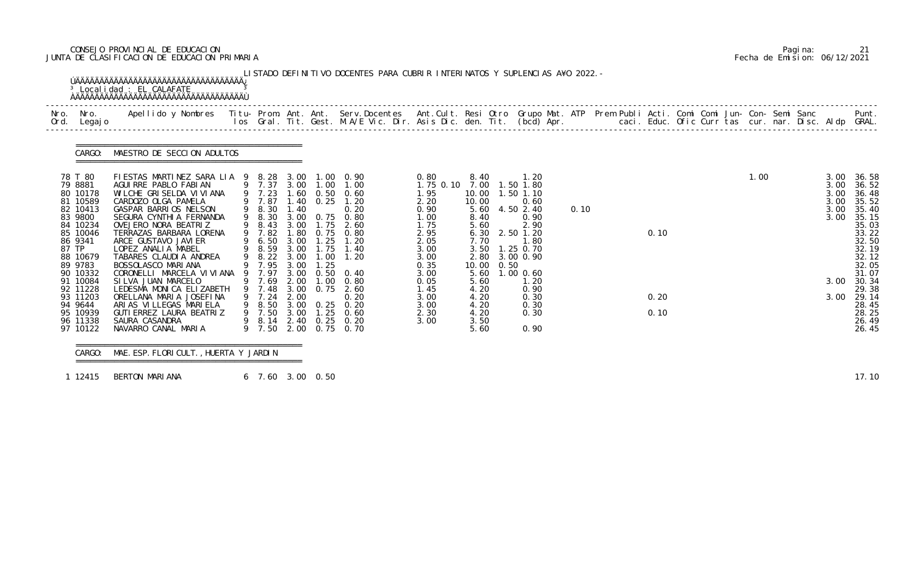CONSEJO PROVINCIAL DE EDUCACION
JUNTA DE CLASIFICACION DE EDUCACION PRIMARIA

LISTADO DEFINITIVO DOCENTES PARA CUBRIR INTERINATOS Y SUPLENCIAS AÑO 2022.-

Localidad : EL CALAFATE

CARGO: MAESTRO DE SECCION ADULTOS

| Nro. Ord. | Nro. Legajo | Apellido y Nombres | Titu- los | Prom. Gral. | Ant. Tit. | Ant. Gest. | Serv.Docentes M.A/E Vic. Dir. | Ant.Cult. Asis Dic. | Resi den. | Otro Tit. | Grupo Mat. (bcd) | ATP Apr. | Prem Publi caci. | Acti. Educ. | Comi Ofic | Comi Curr | Jun- tas | Con- cur. | Semi nar. | Sanc Disc. | Aldp | Punt. GRAL. |
|---|---|---|---|---|---|---|---|---|---|---|---|---|---|---|---|---|---|---|---|---|---|---|
| 78 | T 80 | FIESTAS MARTINEZ SARA LIA | 9 | 8.28 | 3.00 | 1.00 | 0.90 | 0.80 | 8.40 | | 1.20 | | | | | | 1.00 | | | | 3.00 | 36.58 |
| 79 | 8881 | AGUIRRE PABLO FABIAN | 9 | 7.37 | 3.00 | 1.00 | 1.00 | 1.75 0.10 | 7.00 | 1.50 | 1.80 | | | | | | | | | | 3.00 | 36.52 |
| 80 | 10178 | WILCHE GRISELDA VIVIANA | 9 | 7.23 | 1.60 | 0.50 | 0.60 | 1.95 | 10.00 | 1.50 | 1.10 | | | | | | | | | | 3.00 | 36.48 |
| 81 | 10589 | CARDOZO OLGA PAMELA | 9 | 7.87 | 1.40 | 0.25 | 1.20 | 2.20 | 10.00 | | 0.60 | | | | | | | | | | 3.00 | 35.52 |
| 82 | 10413 | GASPAR BARRIOS NELSON | 9 | 8.30 | 1.40 | | 0.20 | 0.90 | 5.60 | 4.50 | 2.40 | 0.10 | | | | | | | | | 3.00 | 35.40 |
| 83 | 9800 | SEGURA CYNTHIA FERNANDA | 9 | 8.30 | 3.00 | 0.75 | 0.80 | 1.00 | 8.40 | | 0.90 | | | | | | | | | | 3.00 | 35.15 |
| 84 | 10234 | OVEJERO NORA BEATRIZ | 9 | 8.43 | 3.00 | 1.75 | 2.60 | 1.75 | 5.60 | | 2.90 | | | | | | | | | | | 35.03 |
| 85 | 10046 | TERRAZAS BARBARA LORENA | 9 | 7.82 | 1.80 | 0.75 | 0.80 | 2.95 | 6.30 | 2.50 | 1.20 | | | 0.10 | | | | | | | | 33.22 |
| 86 | 9341 | ARCE GUSTAVO JAVIER | 9 | 6.50 | 3.00 | 1.25 | 1.20 | 2.05 | 7.70 | | 1.80 | | | | | | | | | | | 32.50 |
| 87 | TP | LOPEZ ANALIA MABEL | 9 | 8.59 | 3.00 | 1.75 | 1.40 | 3.00 | 3.50 | 1.25 | 0.70 | | | | | | | | | | | 32.19 |
| 88 | 10679 | TABARES CLAUDIA ANDREA | 9 | 8.22 | 3.00 | 1.00 | 1.20 | 3.00 | 2.80 | 3.00 | 0.90 | | | | | | | | | | | 32.12 |
| 89 | 9783 | BOSSOLASCO MARIANA | 9 | 7.95 | 3.00 | 1.25 | | 0.35 | 10.00 | 0.50 | | | | | | | | | | | | 32.05 |
| 90 | 10332 | CORONELLI MARCELA VIVIANA | 9 | 7.97 | 3.00 | 0.50 | 0.40 | 3.00 | 5.60 | 1.00 | 0.60 | | | | | | | | | | | 31.07 |
| 91 | 10084 | SILVA JUAN MARCELO | 9 | 7.69 | 2.00 | 1.00 | 0.80 | 0.05 | 5.60 | | 1.20 | | | | | | | | | | 3.00 | 30.34 |
| 92 | 11228 | LEDESMA MONICA ELIZABETH | 9 | 7.48 | 3.00 | 0.75 | 2.60 | 1.45 | 4.20 | | 0.90 | | | | | | | | | | | 29.38 |
| 93 | 11203 | ORELLANA MARIA JOSEFINA | 9 | 7.24 | 2.00 | | 0.20 | 3.00 | 4.20 | | 0.30 | | | 0.20 | | | | | | | 3.00 | 29.14 |
| 94 | 9644 | ARIAS VILLEGAS MARIELA | 9 | 8.50 | 3.00 | 0.25 | 0.20 | 3.00 | 4.20 | | 0.30 | | | | | | | | | | | 28.45 |
| 95 | 10939 | GUTIERREZ LAURA BEATRIZ | 9 | 7.50 | 3.00 | 1.25 | 0.60 | 2.30 | 4.20 | | 0.30 | | | 0.10 | | | | | | | | 28.25 |
| 96 | 11338 | SAURA CASANDRA | 9 | 8.14 | 2.40 | 0.25 | 0.20 | 3.00 | 3.50 | | | | | | | | | | | | | 26.49 |
| 97 | 10122 | NAVARRO CANAL MARIA | 9 | 7.50 | 2.00 | 0.75 | 0.70 | | 5.60 | | 0.90 | | | | | | | | | | | 26.45 |

CARGO: MAE.ESP.FLORICULT.,HUERTA Y JARDIN

| Nro. Ord. | Nro. Legajo | Apellido y Nombres | Titu- los | Prom. Gral. | Ant. Tit. | Ant. Gest. | Punt. GRAL. |
|---|---|---|---|---|---|---|---|
| 1 | 12415 | BERTON MARIANA | 6 | 7.60 | 3.00 | 0.50 | 17.10 |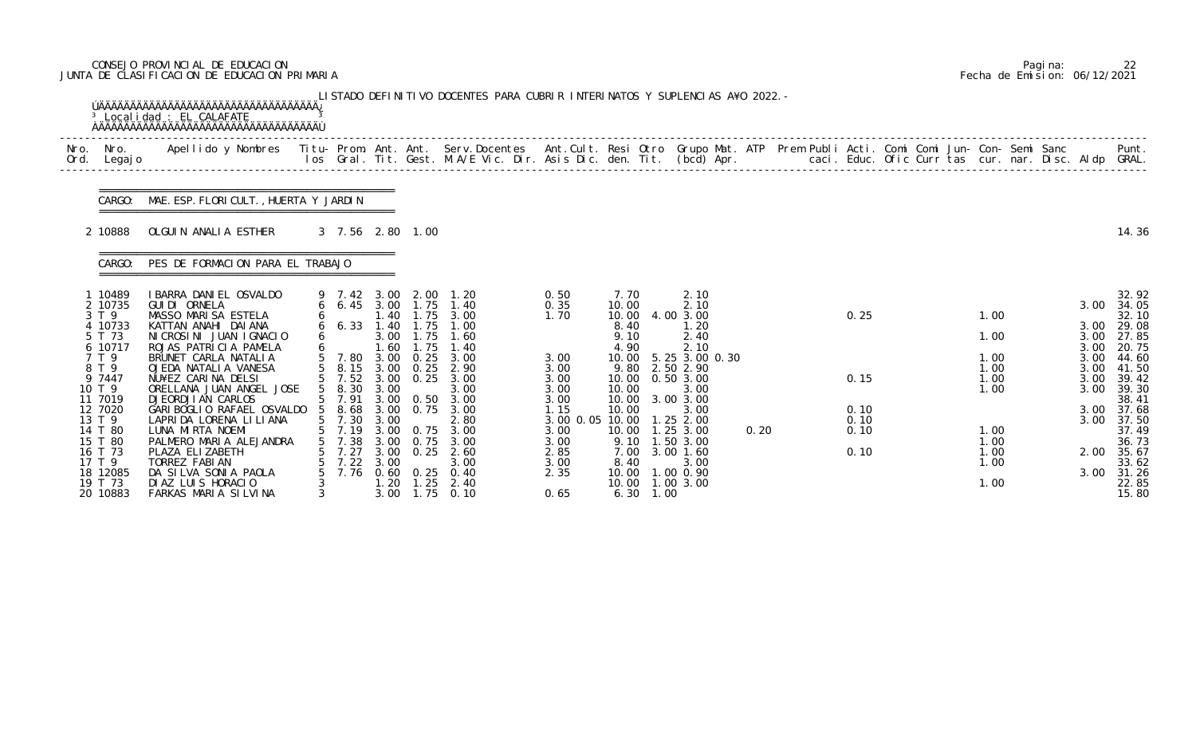CONSEJO PROVINCIAL DE EDUCACION
JUNTA DE CLASIFICACION DE EDUCACION PRIMARIA

Pagina: 22
Fecha de Emision: 06/12/2021

LISTADO DEFINITIVO DOCENTES PARA CUBRIR INTERINATOS Y SUPLENCIAS A¥O 2022.-

Localidad : EL CALAFATE

CARGO: MAE. ESP. FLORICULT., HUERTA Y JARDIN

| Nro. Ord. | Nro. Legajo | Apellido y Nombres | Titu- los | Prom. Gral. | Ant. Tit. | Ant. Gest. | Serv. Docentes M.A/E Vic. Dir. | Ant. Cult. Asis Dic. | Resi den. | Otro Tit. | Grupo Mat. (bcd) | ATP Apr. | Prem Publi caci. | Acti. Educ. | Comi Ofic | Comi Curr | Jun- tas | Con- cur. | Semi nar. | Sanc Disc. | Aldp | Punt. GRAL. |
|---|---|---|---|---|---|---|---|---|---|---|---|---|---|---|---|---|---|---|---|---|---|---|
| 2 | 10888 | OLGUIN ANALIA ESTHER | 3 | 7.56 | 2.80 | 1.00 | | | | | | | | | | | | | | | | 14.36 |

CARGO: PES DE FORMACION PARA EL TRABAJO

| Nro. Ord. | Nro. Legajo | Apellido y Nombres | Titu- los | Prom. Gral. | Ant. Tit. | Ant. Gest. | Serv. Docentes M.A/E Vic. Dir. | Ant. Cult. Asis Dic. | Resi den. | Otro Tit. | Grupo Mat. (bcd) | ATP Apr. | Prem Publi caci. | Acti. Educ. | Comi Ofic | Comi Curr | Jun- tas | Con- cur. | Semi nar. | Sanc Disc. | Aldp | Punt. GRAL. |
|---|---|---|---|---|---|---|---|---|---|---|---|---|---|---|---|---|---|---|---|---|---|---|
| 1 | 10489 | IBARRA DANIEL OSVALDO | 9 | 7.42 | 3.00 | 2.00 | 1.20 | 0.50 | 7.70 | | 2.10 | | | | | | | | | | | 32.92 |
| 2 | 10735 | GUIDI ORNELA | 6 | 6.45 | 3.00 | 1.75 | 1.40 | 0.35 | 10.00 | | 2.10 | | | | | | | | | | 3.00 | 34.05 |
| 3 | T 9 | MASSO MARISA ESTELA | 6 | | 1.40 | 1.75 | 3.00 | 1.70 | 10.00 | 4.00 | 3.00 | | | 0.25 | | | | 1.00 | | | | 32.10 |
| 4 | 10733 | KATTAN ANAHI DAIANA | 6 | 6.33 | 1.40 | 1.75 | 1.00 | | 8.40 | | 1.20 | | | | | | | | | | 3.00 | 29.08 |
| 5 | T 73 | NICROSINI JUAN IGNACIO | 6 | | 3.00 | 1.75 | 1.60 | | 9.10 | | 2.40 | | | | | | | 1.00 | | | 3.00 | 27.85 |
| 6 | 10717 | ROJAS PATRICIA PAMELA | 6 | | 1.60 | 1.75 | 1.40 | | 4.90 | | 2.10 | | | | | | | | | | 3.00 | 20.75 |
| 7 | T 9 | BRUNET CARLA NATALIA | 5 | 7.80 | 3.00 | 0.25 | 3.00 | 3.00 | 10.00 | 5.25 | 3.00 | 0.30 | | | | | | 1.00 | | | 3.00 | 44.60 |
| 8 | T 9 | OJEDA NATALIA VANESA | 5 | 8.15 | 3.00 | 0.25 | 2.90 | 3.00 | 9.80 | 2.50 | 2.90 | | | | | | | 1.00 | | | 3.00 | 41.50 |
| 9 | 7447 | NU¥EZ CARINA DELSI | 5 | 7.52 | 3.00 | 0.25 | 3.00 | 3.00 | 10.00 | 0.50 | 3.00 | | | 0.15 | | | | 1.00 | | | 3.00 | 39.42 |
| 10 | T 9 | ORELLANA JUAN ANGEL JOSE | 5 | 8.30 | 3.00 | | 3.00 | 3.00 | 10.00 | | 3.00 | | | | | | | 1.00 | | | 3.00 | 39.30 |
| 11 | 7019 | DJEORDJIAN CARLOS | 5 | 7.91 | 3.00 | 0.50 | 3.00 | 3.00 | 10.00 | 3.00 | 3.00 | | | | | | | | | | | 38.41 |
| 12 | 7020 | GARIBOGLIO RAFAEL OSVALDO | 5 | 8.68 | 3.00 | 0.75 | 3.00 | 1.15 | 10.00 | | 3.00 | | | 0.10 | | | | | | | 3.00 | 37.68 |
| 13 | T 9 | LAPRIDA LORENA LILIANA | 5 | 7.30 | 3.00 | | 2.80 | 3.00 0.05 | 10.00 | 1.25 | 2.00 | | | 0.10 | | | | | | | 3.00 | 37.50 |
| 14 | T 80 | LUNA MIRTA NOEMI | 5 | 7.19 | 3.00 | 0.75 | 3.00 | 3.00 | 10.00 | 1.25 | 3.00 | 0.20 | | 0.10 | | | | 1.00 | | | | 37.49 |
| 15 | T 80 | PALMERO MARIA ALEJANDRA | 5 | 7.38 | 3.00 | 0.75 | 3.00 | 3.00 | 9.10 | 1.50 | 3.00 | | | | | | | 1.00 | | | | 36.73 |
| 16 | T 73 | PLAZA ELIZABETH | 5 | 7.27 | 3.00 | 0.25 | 2.60 | 2.85 | 7.00 | 3.00 | 1.60 | | | 0.10 | | | | 1.00 | | | 2.00 | 35.67 |
| 17 | T 9 | TORREZ FABIAN | 5 | 7.22 | 3.00 | | 3.00 | 3.00 | 8.40 | | 3.00 | | | | | | | 1.00 | | | | 33.62 |
| 18 | 12085 | DA SILVA SONIA PAOLA | 5 | 7.76 | 0.60 | 0.25 | 0.40 | 2.35 | 10.00 | 1.00 | 0.90 | | | | | | | | | | 3.00 | 31.26 |
| 19 | T 73 | DIAZ LUIS HORACIO | 3 | | 1.20 | 1.25 | 2.40 | | 10.00 | 1.00 | 3.00 | | | | | | | 1.00 | | | | 22.85 |
| 20 | 10883 | FARKAS MARIA SILVINA | 3 | | 3.00 | 1.75 | 0.10 | 0.65 | 6.30 | 1.00 | | | | | | | | | | | | 15.80 |